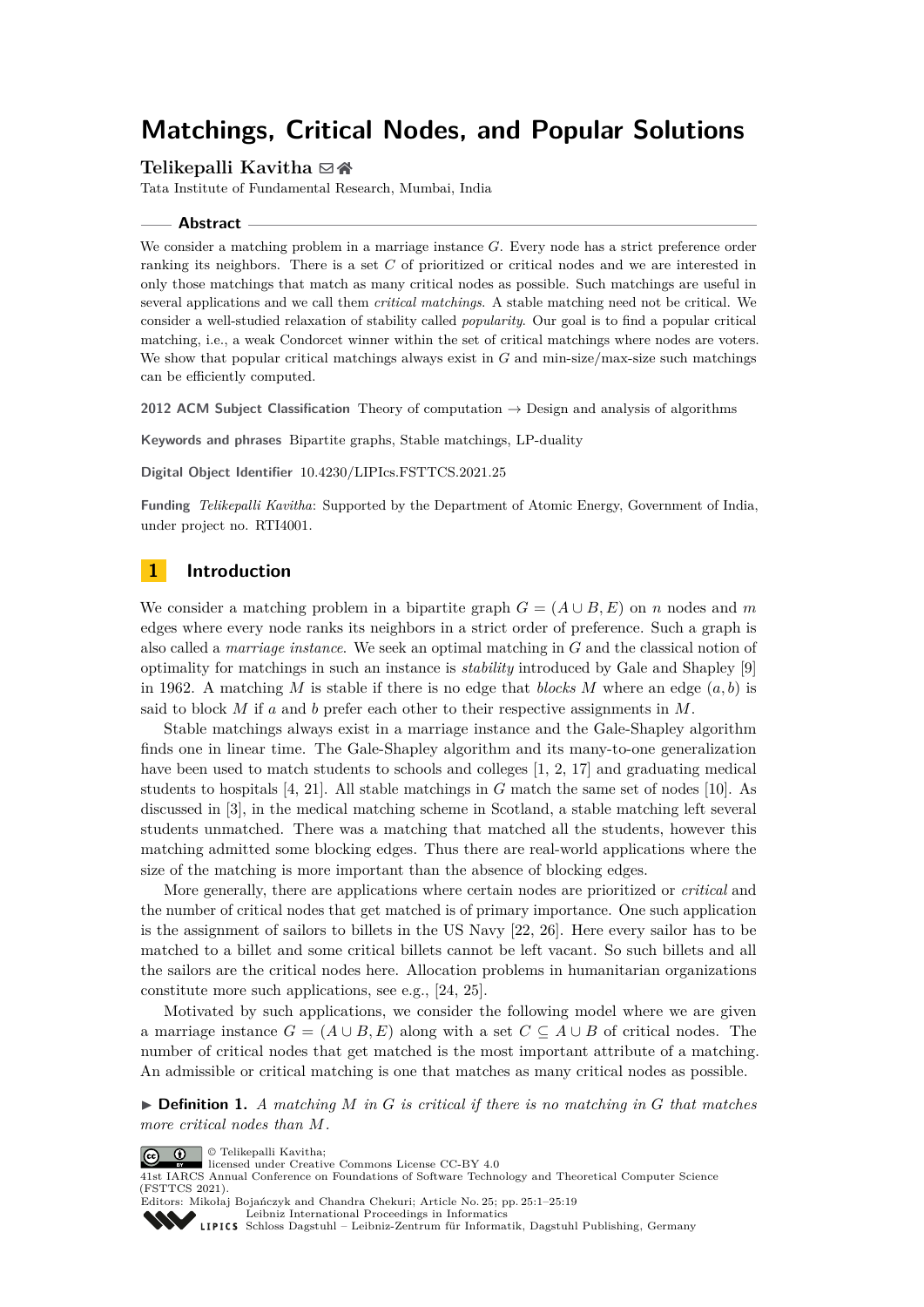# Matchings, Critical Nodes, and Popular Solutions

**Telikepalli Kavitha**

Tata Institute of Fundamental Research, Mumbai, India

## Abstract

We consider a matching problem in a marriage instance $G$. Every node has a strict preference order ranking its neighbors. There is a set $C$ of prioritized or critical nodes and we are interested in only those matchings that match as many critical nodes as possible. Such matchings are useful in several applications and we call them *critical matchings*. A stable matching need not be critical. We consider a well-studied relaxation of stability called *popularity*. Our goal is to find a popular critical matching, i.e., a weak Condorcet winner within the set of critical matchings where nodes are voters. We show that popular critical matchings always exist in $G$ and min-size/max-size such matchings can be efficiently computed.

**2012 ACM Subject Classification** Theory of computation → Design and analysis of algorithms

**Keywords and phrases** Bipartite graphs, Stable matchings, LP-duality

**Digital Object Identifier** 10.4230/LIPIcs.FSTTCS.2021.25

**Funding** *Telikepalli Kavitha*: Supported by the Department of Atomic Energy, Government of India, under project no. RTI4001.

## 1 Introduction

We consider a matching problem in a bipartite graph $G = (A \cup B, E)$ on $n$ nodes and $m$ edges where every node ranks its neighbors in a strict order of preference. Such a graph is also called a *marriage instance*. We seek an optimal matching in $G$ and the classical notion of optimality for matchings in such an instance is *stability* introduced by Gale and Shapley [9] in 1962. A matching $M$ is stable if there is no edge that *blocks* $M$ where an edge $(a, b)$ is said to block $M$ if $a$ and $b$ prefer each other to their respective assignments in $M$.

Stable matchings always exist in a marriage instance and the Gale-Shapley algorithm finds one in linear time. The Gale-Shapley algorithm and its many-to-one generalization have been used to match students to schools and colleges [1, 2, 17] and graduating medical students to hospitals [4, 21]. All stable matchings in $G$ match the same set of nodes [10]. As discussed in [3], in the medical matching scheme in Scotland, a stable matching left several students unmatched. There was a matching that matched all the students, however this matching admitted some blocking edges. Thus there are real-world applications where the size of the matching is more important than the absence of blocking edges.

More generally, there are applications where certain nodes are prioritized or *critical* and the number of critical nodes that get matched is of primary importance. One such application is the assignment of sailors to billets in the US Navy [22, 26]. Here every sailor has to be matched to a billet and some critical billets cannot be left vacant. So such billets and all the sailors are the critical nodes here. Allocation problems in humanitarian organizations constitute more such applications, see e.g., [24, 25].

Motivated by such applications, we consider the following model where we are given a marriage instance $G = (A \cup B, E)$ along with a set $C \subseteq A \cup B$ of critical nodes. The number of critical nodes that get matched is the most important attribute of a matching. An admissible or critical matching is one that matches as many critical nodes as possible.

▶ **Definition 1.** *A matching $M$ in $G$ is critical if there is no matching in $G$ that matches more critical nodes than $M$.*

© Telikepalli Kavitha;
licensed under Creative Commons License CC-BY 4.0
41st IARCS Annual Conference on Foundations of Software Technology and Theoretical Computer Science (FSTTCS 2021).
Editors: Mikołaj Bojańczyk and Chandra Chekuri; Article No. 25; pp. 25:1–25:19
Leibniz International Proceedings in Informatics
Schloss Dagstuhl – Leibniz-Zentrum für Informatik, Dagstuhl Publishing, Germany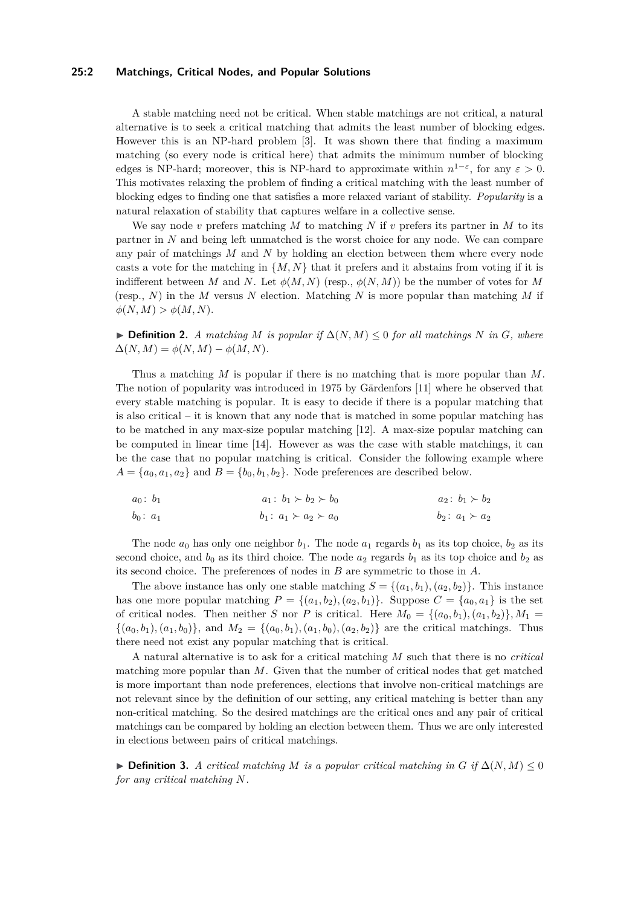A stable matching need not be critical. When stable matchings are not critical, a natural alternative is to seek a critical matching that admits the least number of blocking edges. However this is an NP-hard problem [3]. It was shown there that finding a maximum matching (so every node is critical here) that admits the minimum number of blocking edges is NP-hard; moreover, this is NP-hard to approximate within $n^{1-\varepsilon}$, for any $\varepsilon > 0$. This motivates relaxing the problem of finding a critical matching with the least number of blocking edges to finding one that satisfies a more relaxed variant of stability. *Popularity* is a natural relaxation of stability that captures welfare in a collective sense.

We say node $v$ prefers matching $M$ to matching $N$ if $v$ prefers its partner in $M$ to its partner in $N$ and being left unmatched is the worst choice for any node. We can compare any pair of matchings $M$ and $N$ by holding an election between them where every node casts a vote for the matching in $\{M, N\}$ that it prefers and it abstains from voting if it is indifferent between $M$ and $N$. Let $\phi(M, N)$ (resp., $\phi(N, M)$) be the number of votes for $M$ (resp., $N$) in the $M$ versus $N$ election. Matching $N$ is more popular than matching $M$ if $\phi(N, M) > \phi(M, N)$.

▶ **Definition 2.** *A matching $M$ is popular if $\Delta(N, M) \leq 0$ for all matchings $N$ in $G$, where $\Delta(N, M) = \phi(N, M) - \phi(M, N)$.*

Thus a matching $M$ is popular if there is no matching that is more popular than $M$. The notion of popularity was introduced in 1975 by Gärdenfors [11] where he observed that every stable matching is popular. It is easy to decide if there is a popular matching that is also critical – it is known that any node that is matched in some popular matching has to be matched in any max-size popular matching [12]. A max-size popular matching can be computed in linear time [14]. However as was the case with stable matchings, it can be the case that no popular matching is critical. Consider the following example where $A = \{a_0, a_1, a_2\}$ and $B = \{b_0, b_1, b_2\}$. Node preferences are described below.

$a_0\colon b_1$ $\qquad$ $a_1\colon b_1 \succ b_2 \succ b_0$ $\qquad$ $a_2\colon b_1 \succ b_2$

$b_0\colon a_1$ $\qquad$ $b_1\colon a_1 \succ a_2 \succ a_0$ $\qquad$ $b_2\colon a_1 \succ a_2$

The node $a_0$ has only one neighbor $b_1$. The node $a_1$ regards $b_1$ as its top choice, $b_2$ as its second choice, and $b_0$ as its third choice. The node $a_2$ regards $b_1$ as its top choice and $b_2$ as its second choice. The preferences of nodes in $B$ are symmetric to those in $A$.

The above instance has only one stable matching $S = \{(a_1, b_1), (a_2, b_2)\}$. This instance has one more popular matching $P = \{(a_1, b_2), (a_2, b_1)\}$. Suppose $C = \{a_0, a_1\}$ is the set of critical nodes. Then neither $S$ nor $P$ is critical. Here $M_0 = \{(a_0, b_1), (a_1, b_2)\}, M_1 = \{(a_0, b_1), (a_1, b_0)\}$, and $M_2 = \{(a_0, b_1), (a_1, b_0), (a_2, b_2)\}$ are the critical matchings. Thus there need not exist any popular matching that is critical.

A natural alternative is to ask for a critical matching $M$ such that there is no *critical* matching more popular than $M$. Given that the number of critical nodes that get matched is more important than node preferences, elections that involve non-critical matchings are not relevant since by the definition of our setting, any critical matching is better than any non-critical matching. So the desired matchings are the critical ones and any pair of critical matchings can be compared by holding an election between them. Thus we are only interested in elections between pairs of critical matchings.

▶ **Definition 3.** *A critical matching $M$ is a popular critical matching in $G$ if $\Delta(N, M) \leq 0$ for any critical matching $N$.*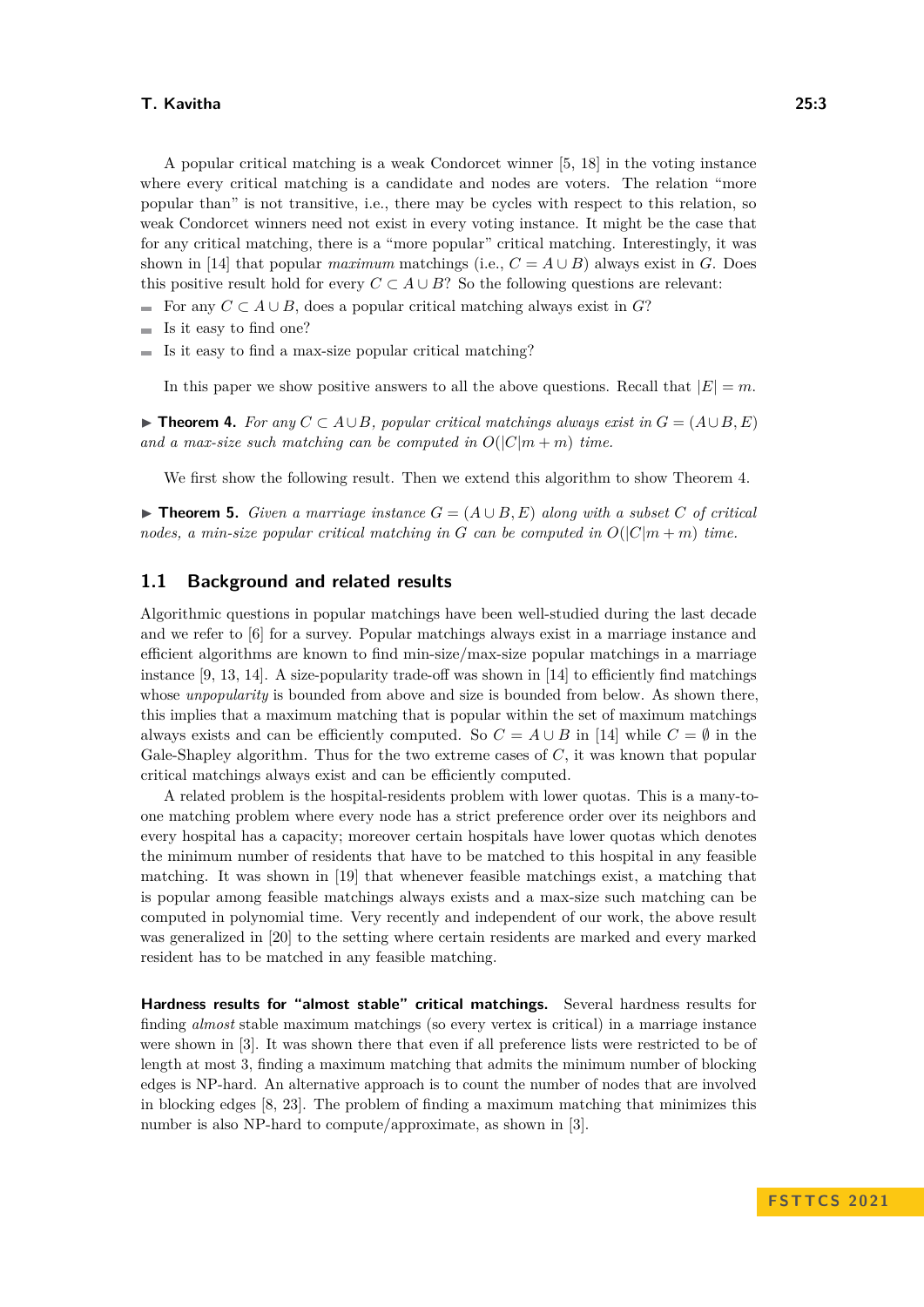A popular critical matching is a weak Condorcet winner [5, 18] in the voting instance where every critical matching is a candidate and nodes are voters. The relation "more popular than" is not transitive, i.e., there may be cycles with respect to this relation, so weak Condorcet winners need not exist in every voting instance. It might be the case that for any critical matching, there is a "more popular" critical matching. Interestingly, it was shown in [14] that popular *maximum* matchings (i.e., $C = A \cup B$) always exist in $G$. Does this positive result hold for every $C \subset A \cup B$? So the following questions are relevant:

- For any $C \subset A \cup B$, does a popular critical matching always exist in $G$?
- Is it easy to find one?
- Is it easy to find a max-size popular critical matching?

In this paper we show positive answers to all the above questions. Recall that $|E| = m$.

▶ **Theorem 4.** *For any $C \subset A \cup B$, popular critical matchings always exist in $G = (A \cup B, E)$ and a max-size such matching can be computed in $O(|C|m + m)$ time.*

We first show the following result. Then we extend this algorithm to show Theorem 4.

▶ **Theorem 5.** *Given a marriage instance $G = (A \cup B, E)$ along with a subset $C$ of critical nodes, a min-size popular critical matching in $G$ can be computed in $O(|C|m + m)$ time.*

## 1.1 Background and related results

Algorithmic questions in popular matchings have been well-studied during the last decade and we refer to [6] for a survey. Popular matchings always exist in a marriage instance and efficient algorithms are known to find min-size/max-size popular matchings in a marriage instance [9, 13, 14]. A size-popularity trade-off was shown in [14] to efficiently find matchings whose *unpopularity* is bounded from above and size is bounded from below. As shown there, this implies that a maximum matching that is popular within the set of maximum matchings always exists and can be efficiently computed. So $C = A \cup B$ in [14] while $C = \emptyset$ in the Gale-Shapley algorithm. Thus for the two extreme cases of $C$, it was known that popular critical matchings always exist and can be efficiently computed.

A related problem is the hospital-residents problem with lower quotas. This is a many-to-one matching problem where every node has a strict preference order over its neighbors and every hospital has a capacity; moreover certain hospitals have lower quotas which denotes the minimum number of residents that have to be matched to this hospital in any feasible matching. It was shown in [19] that whenever feasible matchings exist, a matching that is popular among feasible matchings always exists and a max-size such matching can be computed in polynomial time. Very recently and independent of our work, the above result was generalized in [20] to the setting where certain residents are marked and every marked resident has to be matched in any feasible matching.

**Hardness results for "almost stable" critical matchings.** Several hardness results for finding *almost* stable maximum matchings (so every vertex is critical) in a marriage instance were shown in [3]. It was shown there that even if all preference lists were restricted to be of length at most 3, finding a maximum matching that admits the minimum number of blocking edges is NP-hard. An alternative approach is to count the number of nodes that are involved in blocking edges [8, 23]. The problem of finding a maximum matching that minimizes this number is also NP-hard to compute/approximate, as shown in [3].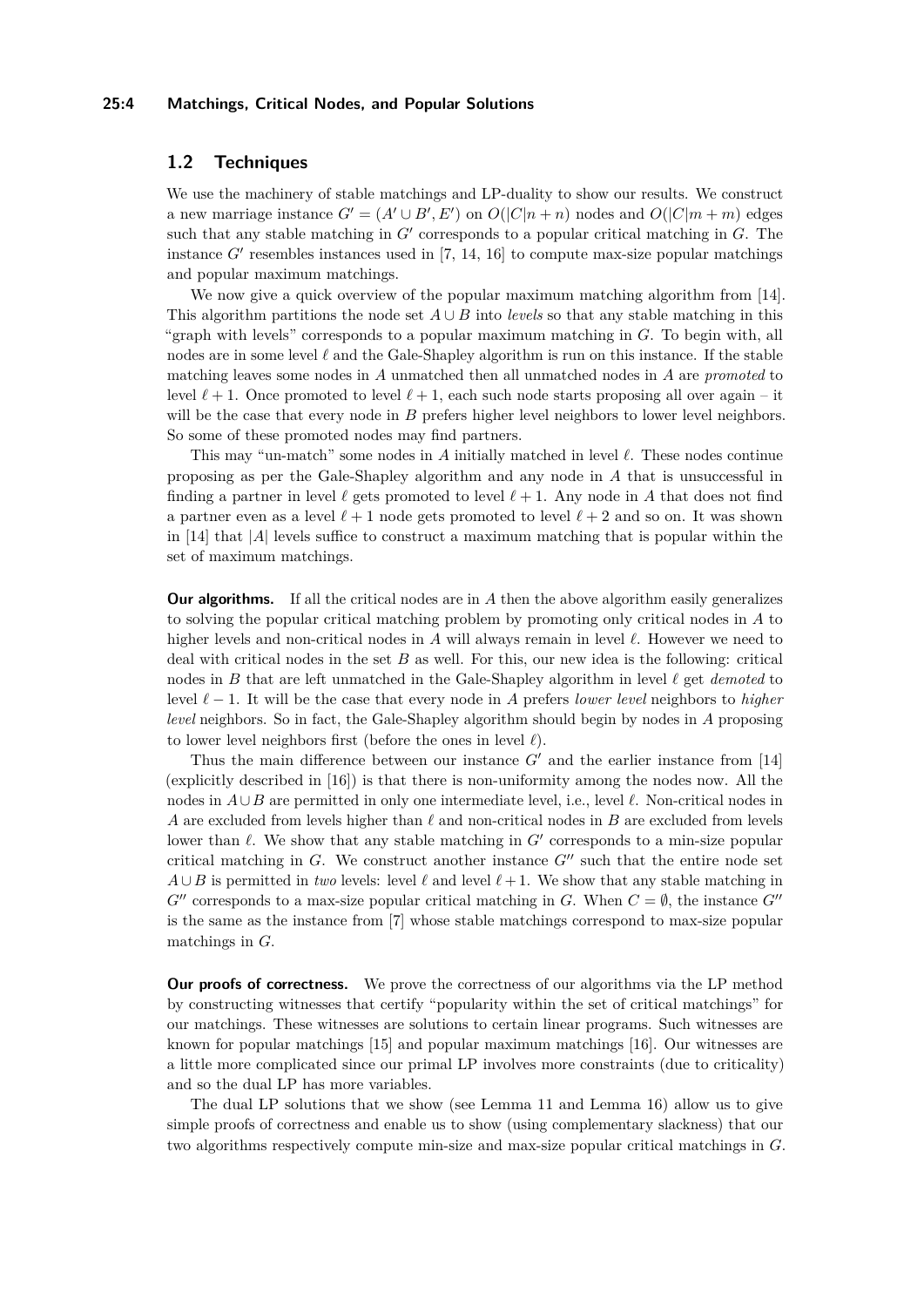## 1.2 Techniques

We use the machinery of stable matchings and LP-duality to show our results. We construct a new marriage instance $G' = (A' \cup B', E')$ on $O(|C|n + n)$ nodes and $O(|C|m + m)$ edges such that any stable matching in $G'$ corresponds to a popular critical matching in $G$. The instance $G'$ resembles instances used in [7, 14, 16] to compute max-size popular matchings and popular maximum matchings.

We now give a quick overview of the popular maximum matching algorithm from [14]. This algorithm partitions the node set $A \cup B$ into *levels* so that any stable matching in this "graph with levels" corresponds to a popular maximum matching in $G$. To begin with, all nodes are in some level $\ell$ and the Gale-Shapley algorithm is run on this instance. If the stable matching leaves some nodes in $A$ unmatched then all unmatched nodes in $A$ are *promoted* to level $\ell + 1$. Once promoted to level $\ell + 1$, each such node starts proposing all over again – it will be the case that every node in $B$ prefers higher level neighbors to lower level neighbors. So some of these promoted nodes may find partners.

This may "un-match" some nodes in $A$ initially matched in level $\ell$. These nodes continue proposing as per the Gale-Shapley algorithm and any node in $A$ that is unsuccessful in finding a partner in level $\ell$ gets promoted to level $\ell + 1$. Any node in $A$ that does not find a partner even as a level $\ell + 1$ node gets promoted to level $\ell + 2$ and so on. It was shown in [14] that $|A|$ levels suffice to construct a maximum matching that is popular within the set of maximum matchings.

**Our algorithms.** If all the critical nodes are in $A$ then the above algorithm easily generalizes to solving the popular critical matching problem by promoting only critical nodes in $A$ to higher levels and non-critical nodes in $A$ will always remain in level $\ell$. However we need to deal with critical nodes in the set $B$ as well. For this, our new idea is the following: critical nodes in $B$ that are left unmatched in the Gale-Shapley algorithm in level $\ell$ get *demoted* to level $\ell - 1$. It will be the case that every node in $A$ prefers *lower level* neighbors to *higher level* neighbors. So in fact, the Gale-Shapley algorithm should begin by nodes in $A$ proposing to lower level neighbors first (before the ones in level $\ell$).

Thus the main difference between our instance $G'$ and the earlier instance from [14] (explicitly described in [16]) is that there is non-uniformity among the nodes now. All the nodes in $A \cup B$ are permitted in only one intermediate level, i.e., level $\ell$. Non-critical nodes in $A$ are excluded from levels higher than $\ell$ and non-critical nodes in $B$ are excluded from levels lower than $\ell$. We show that any stable matching in $G'$ corresponds to a min-size popular critical matching in $G$. We construct another instance $G''$ such that the entire node set $A \cup B$ is permitted in *two* levels: level $\ell$ and level $\ell + 1$. We show that any stable matching in $G''$ corresponds to a max-size popular critical matching in $G$. When $C = \emptyset$, the instance $G''$ is the same as the instance from [7] whose stable matchings correspond to max-size popular matchings in $G$.

**Our proofs of correctness.** We prove the correctness of our algorithms via the LP method by constructing witnesses that certify "popularity within the set of critical matchings" for our matchings. These witnesses are solutions to certain linear programs. Such witnesses are known for popular matchings [15] and popular maximum matchings [16]. Our witnesses are a little more complicated since our primal LP involves more constraints (due to criticality) and so the dual LP has more variables.

The dual LP solutions that we show (see Lemma 11 and Lemma 16) allow us to give simple proofs of correctness and enable us to show (using complementary slackness) that our two algorithms respectively compute min-size and max-size popular critical matchings in $G$.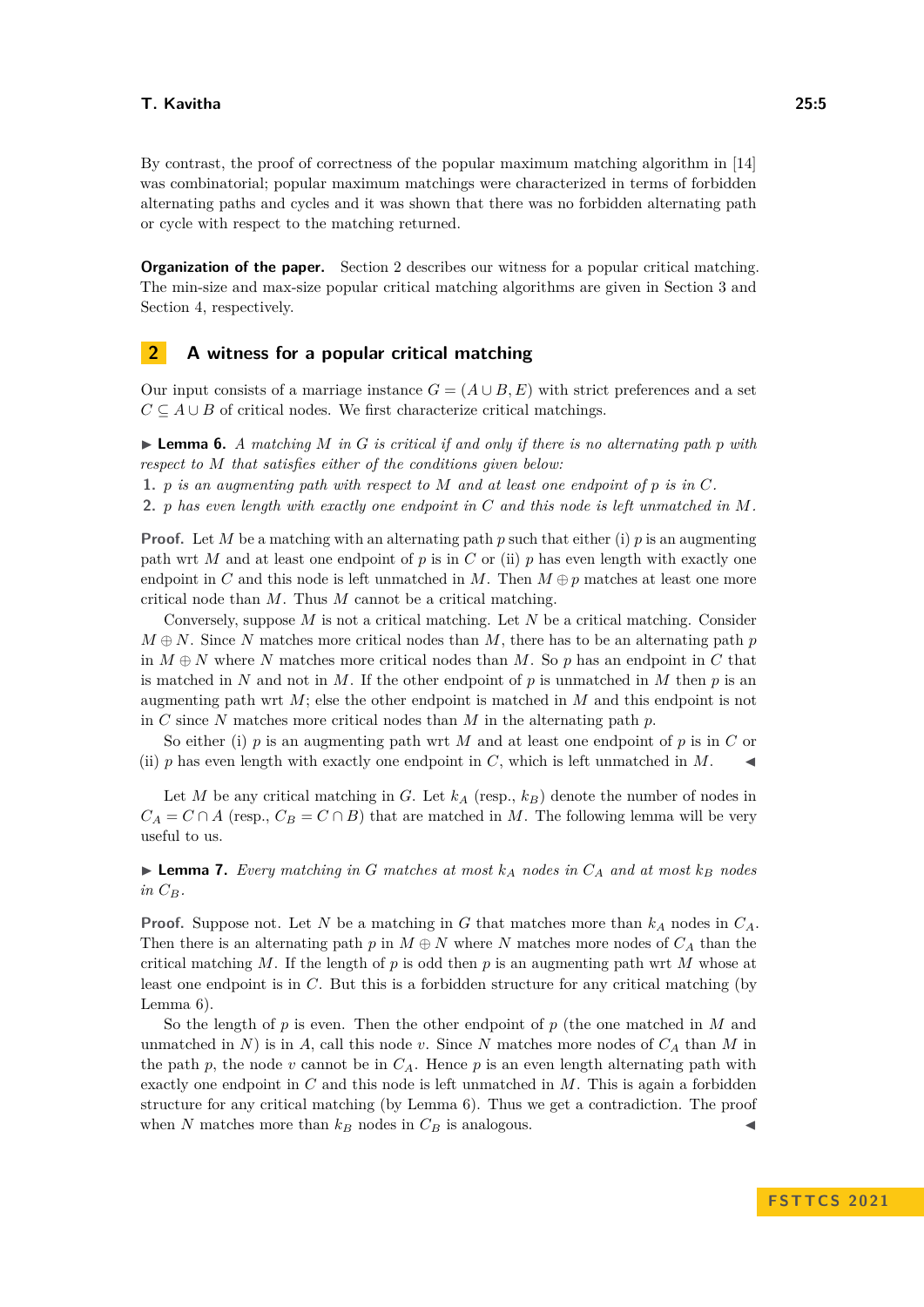By contrast, the proof of correctness of the popular maximum matching algorithm in [14] was combinatorial; popular maximum matchings were characterized in terms of forbidden alternating paths and cycles and it was shown that there was no forbidden alternating path or cycle with respect to the matching returned.

**Organization of the paper.** Section 2 describes our witness for a popular critical matching. The min-size and max-size popular critical matching algorithms are given in Section 3 and Section 4, respectively.

## 2 A witness for a popular critical matching

Our input consists of a marriage instance $G = (A \cup B, E)$ with strict preferences and a set $C \subseteq A \cup B$ of critical nodes. We first characterize critical matchings.

▶ **Lemma 6.** *A matching $M$ in $G$ is critical if and only if there is no alternating path $p$ with respect to $M$ that satisfies either of the conditions given below:*

1. *$p$ is an augmenting path with respect to $M$ and at least one endpoint of $p$ is in $C$.*
2. *$p$ has even length with exactly one endpoint in $C$ and this node is left unmatched in $M$.*

**Proof.** Let $M$ be a matching with an alternating path $p$ such that either (i) $p$ is an augmenting path wrt $M$ and at least one endpoint of $p$ is in $C$ or (ii) $p$ has even length with exactly one endpoint in $C$ and this node is left unmatched in $M$. Then $M \oplus p$ matches at least one more critical node than $M$. Thus $M$ cannot be a critical matching.

Conversely, suppose $M$ is not a critical matching. Let $N$ be a critical matching. Consider $M \oplus N$. Since $N$ matches more critical nodes than $M$, there has to be an alternating path $p$ in $M \oplus N$ where $N$ matches more critical nodes than $M$. So $p$ has an endpoint in $C$ that is matched in $N$ and not in $M$. If the other endpoint of $p$ is unmatched in $M$ then $p$ is an augmenting path wrt $M$; else the other endpoint is matched in $M$ and this endpoint is not in $C$ since $N$ matches more critical nodes than $M$ in the alternating path $p$.

So either (i) $p$ is an augmenting path wrt $M$ and at least one endpoint of $p$ is in $C$ or (ii) $p$ has even length with exactly one endpoint in $C$, which is left unmatched in $M$. ◀

Let $M$ be any critical matching in $G$. Let $k_A$ (resp., $k_B$) denote the number of nodes in $C_A = C \cap A$ (resp., $C_B = C \cap B$) that are matched in $M$. The following lemma will be very useful to us.

▶ **Lemma 7.** *Every matching in $G$ matches at most $k_A$ nodes in $C_A$ and at most $k_B$ nodes in $C_B$.*

**Proof.** Suppose not. Let $N$ be a matching in $G$ that matches more than $k_A$ nodes in $C_A$. Then there is an alternating path $p$ in $M \oplus N$ where $N$ matches more nodes of $C_A$ than the critical matching $M$. If the length of $p$ is odd then $p$ is an augmenting path wrt $M$ whose at least one endpoint is in $C$. But this is a forbidden structure for any critical matching (by Lemma 6).

So the length of $p$ is even. Then the other endpoint of $p$ (the one matched in $M$ and unmatched in $N$) is in $A$, call this node $v$. Since $N$ matches more nodes of $C_A$ than $M$ in the path $p$, the node $v$ cannot be in $C_A$. Hence $p$ is an even length alternating path with exactly one endpoint in $C$ and this node is left unmatched in $M$. This is again a forbidden structure for any critical matching (by Lemma 6). Thus we get a contradiction. The proof when $N$ matches more than $k_B$ nodes in $C_B$ is analogous. ◀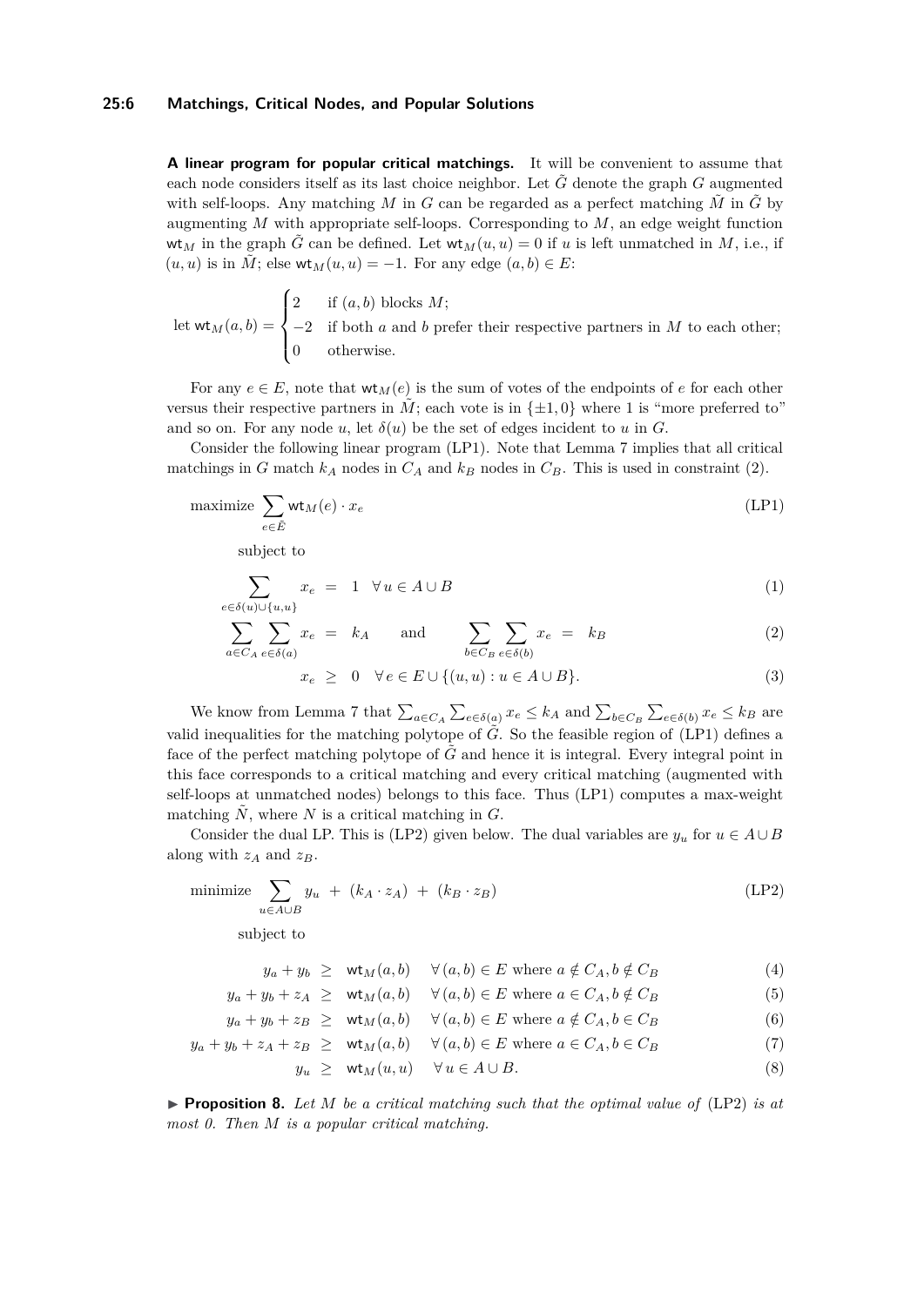**A linear program for popular critical matchings.** It will be convenient to assume that each node considers itself as its last choice neighbor. Let $\tilde{G}$ denote the graph $G$ augmented with self-loops. Any matching $M$ in $G$ can be regarded as a perfect matching $\tilde{M}$ in $\tilde{G}$ by augmenting $M$ with appropriate self-loops. Corresponding to $M$, an edge weight function $\mathsf{wt}_M$ in the graph $\tilde{G}$ can be defined. Let $\mathsf{wt}_M(u,u) = 0$ if $u$ is left unmatched in $M$, i.e., if $(u,u)$ is in $\tilde{M}$; else $\mathsf{wt}_M(u,u) = -1$. For any edge $(a,b) \in E$:

$$\text{let } \mathsf{wt}_M(a,b) = \begin{cases} 2 & \text{if } (a,b) \text{ blocks } M; \\ -2 & \text{if both } a \text{ and } b \text{ prefer their respective partners in } M \text{ to each other;} \\ 0 & \text{otherwise.} \end{cases}$$

For any $e \in E$, note that $\mathsf{wt}_M(e)$ is the sum of votes of the endpoints of $e$ for each other versus their respective partners in $\tilde{M}$; each vote is in $\{\pm 1, 0\}$ where 1 is "more preferred to" and so on. For any node $u$, let $\delta(u)$ be the set of edges incident to $u$ in $G$.

Consider the following linear program (LP1). Note that Lemma 7 implies that all critical matchings in $G$ match $k_A$ nodes in $C_A$ and $k_B$ nodes in $C_B$. This is used in constraint (2).

$$\text{maximize} \sum_{e \in \tilde{E}} \mathsf{wt}_M(e) \cdot x_e \tag{LP1}$$

subject to

$$\sum_{e \in \delta(u) \cup \{u,u\}} x_e = 1 \quad \forall u \in A \cup B \tag{1}$$

$$\sum_{a \in C_A} \sum_{e \in \delta(a)} x_e = k_A \quad \text{and} \quad \sum_{b \in C_B} \sum_{e \in \delta(b)} x_e = k_B \tag{2}$$

$$x_e \geq 0 \quad \forall e \in E \cup \{(u,u) : u \in A \cup B\}. \tag{3}$$

We know from Lemma 7 that $\sum_{a \in C_A} \sum_{e \in \delta(a)} x_e \leq k_A$ and $\sum_{b \in C_B} \sum_{e \in \delta(b)} x_e \leq k_B$ are valid inequalities for the matching polytope of $\tilde{G}$. So the feasible region of (LP1) defines a face of the perfect matching polytope of $\tilde{G}$ and hence it is integral. Every integral point in this face corresponds to a critical matching and every critical matching (augmented with self-loops at unmatched nodes) belongs to this face. Thus (LP1) computes a max-weight matching $\tilde{N}$, where $N$ is a critical matching in $G$.

Consider the dual LP. This is (LP2) given below. The dual variables are $y_u$ for $u \in A \cup B$ along with $z_A$ and $z_B$.

$$\text{minimize} \sum_{u \in A \cup B} y_u + (k_A \cdot z_A) + (k_B \cdot z_B) \tag{LP2}$$

subject to

$$y_a + y_b \geq \mathsf{wt}_M(a,b) \quad \forall (a,b) \in E \text{ where } a \notin C_A, b \notin C_B \tag{4}$$

$$y_a + y_b + z_A \geq \mathsf{wt}_M(a,b) \quad \forall (a,b) \in E \text{ where } a \in C_A, b \notin C_B \tag{5}$$

$$y_a + y_b + z_B \geq \mathsf{wt}_M(a,b) \quad \forall (a,b) \in E \text{ where } a \notin C_A, b \in C_B \tag{6}$$

$$y_a + y_b + z_A + z_B \geq \mathsf{wt}_M(a,b) \quad \forall (a,b) \in E \text{ where } a \in C_A, b \in C_B \tag{7}$$

$$y_u \geq \mathsf{wt}_M(u,u) \quad \forall u \in A \cup B. \tag{8}$$

▶ **Proposition 8.** *Let $M$ be a critical matching such that the optimal value of* (LP2) *is at most 0. Then $M$ is a popular critical matching.*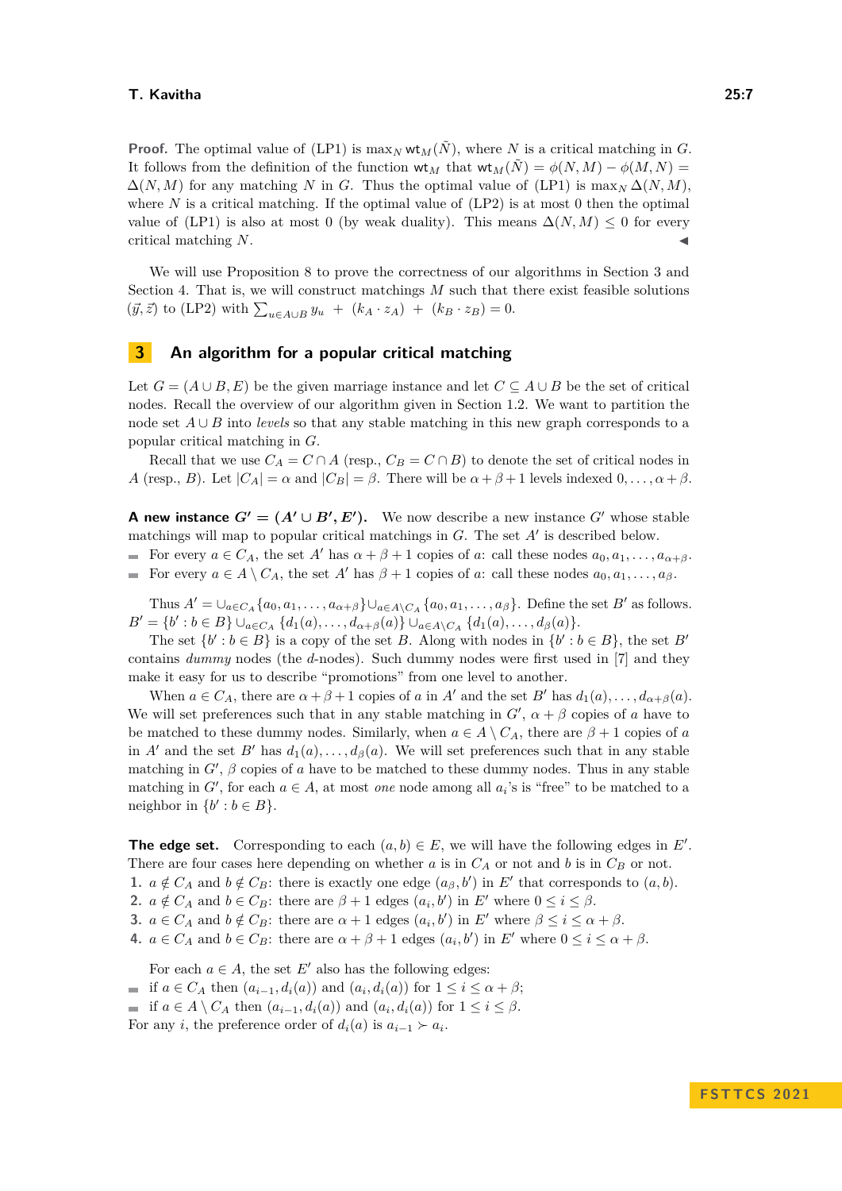**Proof.** The optimal value of (LP1) is $\max_N \mathsf{wt}_M(\tilde{N})$, where $N$ is a critical matching in $G$. It follows from the definition of the function $\mathsf{wt}_M$ that $\mathsf{wt}_M(\tilde{N}) = \phi(N, M) - \phi(M, N) = \Delta(N, M)$ for any matching $N$ in $G$. Thus the optimal value of (LP1) is $\max_N \Delta(N, M)$, where $N$ is a critical matching. If the optimal value of (LP2) is at most 0 then the optimal value of (LP1) is also at most 0 (by weak duality). This means $\Delta(N, M) \leq 0$ for every critical matching $N$. ◀

We will use Proposition 8 to prove the correctness of our algorithms in Section 3 and Section 4. That is, we will construct matchings $M$ such that there exist feasible solutions $(\vec{y}, \vec{z})$ to (LP2) with $\sum_{u \in A \cup B} y_u + (k_A \cdot z_A) + (k_B \cdot z_B) = 0$.

## 3 An algorithm for a popular critical matching

Let $G = (A \cup B, E)$ be the given marriage instance and let $C \subseteq A \cup B$ be the set of critical nodes. Recall the overview of our algorithm given in Section 1.2. We want to partition the node set $A \cup B$ into *levels* so that any stable matching in this new graph corresponds to a popular critical matching in $G$.

Recall that we use $C_A = C \cap A$ (resp., $C_B = C \cap B$) to denote the set of critical nodes in $A$ (resp., $B$). Let $|C_A| = \alpha$ and $|C_B| = \beta$. There will be $\alpha + \beta + 1$ levels indexed $0, \ldots, \alpha + \beta$.

**A new instance $G' = (A' \cup B', E')$.** We now describe a new instance $G'$ whose stable matchings will map to popular critical matchings in $G$. The set $A'$ is described below.

- For every $a \in C_A$, the set $A'$ has $\alpha + \beta + 1$ copies of $a$: call these nodes $a_0, a_1, \ldots, a_{\alpha+\beta}$.
- For every $a \in A \setminus C_A$, the set $A'$ has $\beta + 1$ copies of $a$: call these nodes $a_0, a_1, \ldots, a_\beta$.

Thus $A' = \cup_{a \in C_A}\{a_0, a_1, \ldots, a_{\alpha+\beta}\} \cup_{a \in A \setminus C_A} \{a_0, a_1, \ldots, a_\beta\}$. Define the set $B'$ as follows. $B' = \{b' : b \in B\} \cup_{a \in C_A} \{d_1(a), \ldots, d_{\alpha+\beta}(a)\} \cup_{a \in A \setminus C_A} \{d_1(a), \ldots, d_\beta(a)\}$.

The set $\{b' : b \in B\}$ is a copy of the set $B$. Along with nodes in $\{b' : b \in B\}$, the set $B'$ contains *dummy* nodes (the $d$-nodes). Such dummy nodes were first used in [7] and they make it easy for us to describe "promotions" from one level to another.

When $a \in C_A$, there are $\alpha + \beta + 1$ copies of $a$ in $A'$ and the set $B'$ has $d_1(a), \ldots, d_{\alpha+\beta}(a)$. We will set preferences such that in any stable matching in $G'$, $\alpha + \beta$ copies of $a$ have to be matched to these dummy nodes. Similarly, when $a \in A \setminus C_A$, there are $\beta + 1$ copies of $a$ in $A'$ and the set $B'$ has $d_1(a), \ldots, d_\beta(a)$. We will set preferences such that in any stable matching in $G'$, $\beta$ copies of $a$ have to be matched to these dummy nodes. Thus in any stable matching in $G'$, for each $a \in A$, at most *one* node among all $a_i$'s is "free" to be matched to a neighbor in $\{b' : b \in B\}$.

**The edge set.** Corresponding to each $(a, b) \in E$, we will have the following edges in $E'$. There are four cases here depending on whether $a$ is in $C_A$ or not and $b$ is in $C_B$ or not.

1. $a \notin C_A$ and $b \notin C_B$: there is exactly one edge $(a_\beta, b')$ in $E'$ that corresponds to $(a, b)$.
2. $a \notin C_A$ and $b \in C_B$: there are $\beta + 1$ edges $(a_i, b')$ in $E'$ where $0 \leq i \leq \beta$.
3. $a \in C_A$ and $b \notin C_B$: there are $\alpha + 1$ edges $(a_i, b')$ in $E'$ where $\beta \leq i \leq \alpha + \beta$.
4. $a \in C_A$ and $b \in C_B$: there are $\alpha + \beta + 1$ edges $(a_i, b')$ in $E'$ where $0 \leq i \leq \alpha + \beta$.

For each $a \in A$, the set $E'$ also has the following edges:

- if $a \in C_A$ then $(a_{i-1}, d_i(a))$ and $(a_i, d_i(a))$ for $1 \leq i \leq \alpha + \beta$;
- if $a \in A \setminus C_A$ then $(a_{i-1}, d_i(a))$ and $(a_i, d_i(a))$ for $1 \leq i \leq \beta$.

For any $i$, the preference order of $d_i(a)$ is $a_{i-1} \succ a_i$.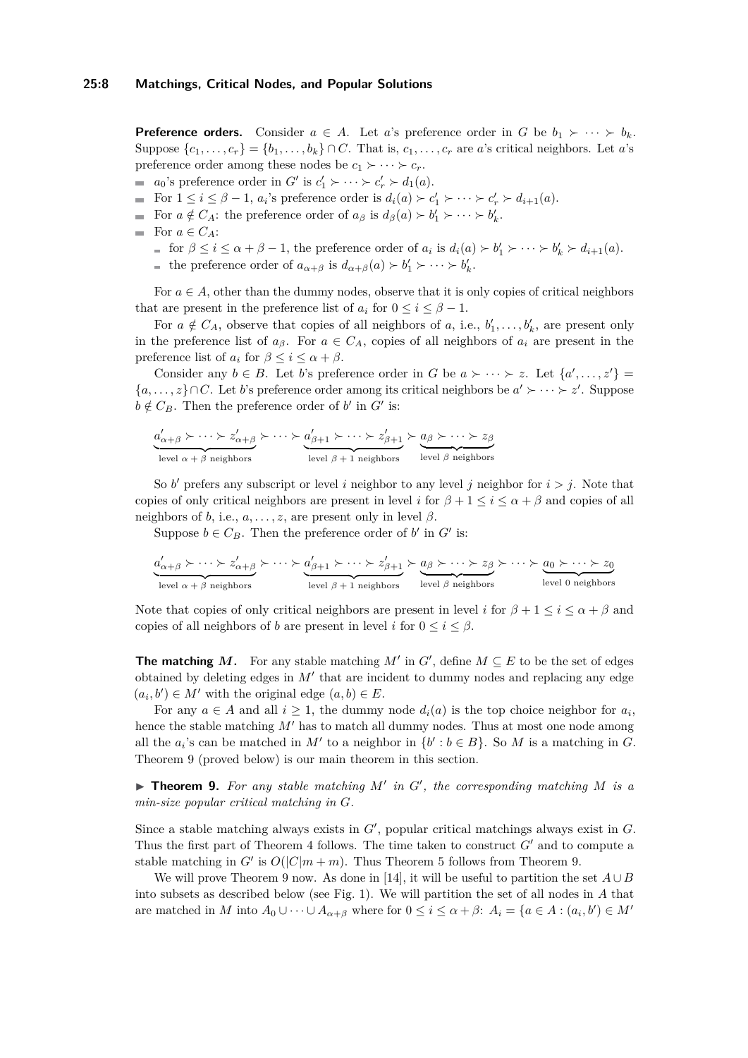**Preference orders.** Consider $a \in A$. Let $a$'s preference order in $G$ be $b_1 \succ \cdots \succ b_k$. Suppose $\{c_1, \ldots, c_r\} = \{b_1, \ldots, b_k\} \cap C$. That is, $c_1, \ldots, c_r$ are $a$'s critical neighbors. Let $a$'s preference order among these nodes be $c_1 \succ \cdots \succ c_r$.

- $a_0$'s preference order in $G'$ is $c'_1 \succ \cdots \succ c'_r \succ d_1(a)$.
- For $1 \le i \le \beta - 1$, $a_i$'s preference order is $d_i(a) \succ c'_1 \succ \cdots \succ c'_r \succ d_{i+1}(a)$.
- For $a \notin C_A$: the preference order of $a_\beta$ is $d_\beta(a) \succ b'_1 \succ \cdots \succ b'_k$.
- For $a \in C_A$:
  - for $\beta \le i \le \alpha + \beta - 1$, the preference order of $a_i$ is $d_i(a) \succ b'_1 \succ \cdots \succ b'_k \succ d_{i+1}(a)$.
  - the preference order of $a_{\alpha+\beta}$ is $d_{\alpha+\beta}(a) \succ b'_1 \succ \cdots \succ b'_k$.

For $a \in A$, other than the dummy nodes, observe that it is only copies of critical neighbors that are present in the preference list of $a_i$ for $0 \le i \le \beta - 1$.

For $a \notin C_A$, observe that copies of all neighbors of $a$, i.e., $b'_1, \ldots, b'_k$, are present only in the preference list of $a_\beta$. For $a \in C_A$, copies of all neighbors of $a_i$ are present in the preference list of $a_i$ for $\beta \le i \le \alpha + \beta$.

Consider any $b \in B$. Let $b$'s preference order in $G$ be $a \succ \cdots \succ z$. Let $\{a', \ldots, z'\} = \{a, \ldots, z\} \cap C$. Let $b$'s preference order among its critical neighbors be $a' \succ \cdots \succ z'$. Suppose $b \notin C_B$. Then the preference order of $b'$ in $G'$ is:

$$\underbrace{a'_{\alpha+\beta} \succ \cdots \succ z'_{\alpha+\beta}}_{\text{level } \alpha+\beta \text{ neighbors}} \succ \cdots \succ \underbrace{a'_{\beta+1} \succ \cdots \succ z'_{\beta+1}}_{\text{level } \beta+1 \text{ neighbors}} \succ \underbrace{a_\beta \succ \cdots \succ z_\beta}_{\text{level } \beta \text{ neighbors}}$$

So $b'$ prefers any subscript or level $i$ neighbor to any level $j$ neighbor for $i > j$. Note that copies of only critical neighbors are present in level $i$ for $\beta + 1 \le i \le \alpha + \beta$ and copies of all neighbors of $b$, i.e., $a, \ldots, z$, are present only in level $\beta$.

Suppose $b \in C_B$. Then the preference order of $b'$ in $G'$ is:

$$\underbrace{a'_{\alpha+\beta} \succ \cdots \succ z'_{\alpha+\beta}}_{\text{level } \alpha+\beta \text{ neighbors}} \succ \cdots \succ \underbrace{a'_{\beta+1} \succ \cdots \succ z'_{\beta+1}}_{\text{level } \beta+1 \text{ neighbors}} \succ \underbrace{a_\beta \succ \cdots \succ z_\beta}_{\text{level } \beta \text{ neighbors}} \succ \cdots \succ \underbrace{a_0 \succ \cdots \succ z_0}_{\text{level } 0 \text{ neighbors}}$$

Note that copies of only critical neighbors are present in level $i$ for $\beta + 1 \le i \le \alpha + \beta$ and copies of all neighbors of $b$ are present in level $i$ for $0 \le i \le \beta$.

**The matching $M$.** For any stable matching $M'$ in $G'$, define $M \subseteq E$ to be the set of edges obtained by deleting edges in $M'$ that are incident to dummy nodes and replacing any edge $(a_i, b') \in M'$ with the original edge $(a, b) \in E$.

For any $a \in A$ and all $i \ge 1$, the dummy node $d_i(a)$ is the top choice neighbor for $a_i$, hence the stable matching $M'$ has to match all dummy nodes. Thus at most one node among all the $a_i$'s can be matched in $M'$ to a neighbor in $\{b' : b \in B\}$. So $M$ is a matching in $G$. Theorem 9 (proved below) is our main theorem in this section.

▶ **Theorem 9.** *For any stable matching $M'$ in $G'$, the corresponding matching $M$ is a min-size popular critical matching in $G$.*

Since a stable matching always exists in $G'$, popular critical matchings always exist in $G$. Thus the first part of Theorem 4 follows. The time taken to construct $G'$ and to compute a stable matching in $G'$ is $O(|C|m + m)$. Thus Theorem 5 follows from Theorem 9.

We will prove Theorem 9 now. As done in [14], it will be useful to partition the set $A \cup B$ into subsets as described below (see Fig. 1). We will partition the set of all nodes in $A$ that are matched in $M$ into $A_0 \cup \cdots \cup A_{\alpha+\beta}$ where for $0 \le i \le \alpha + \beta$: $A_i = \{a \in A : (a_i, b') \in M'$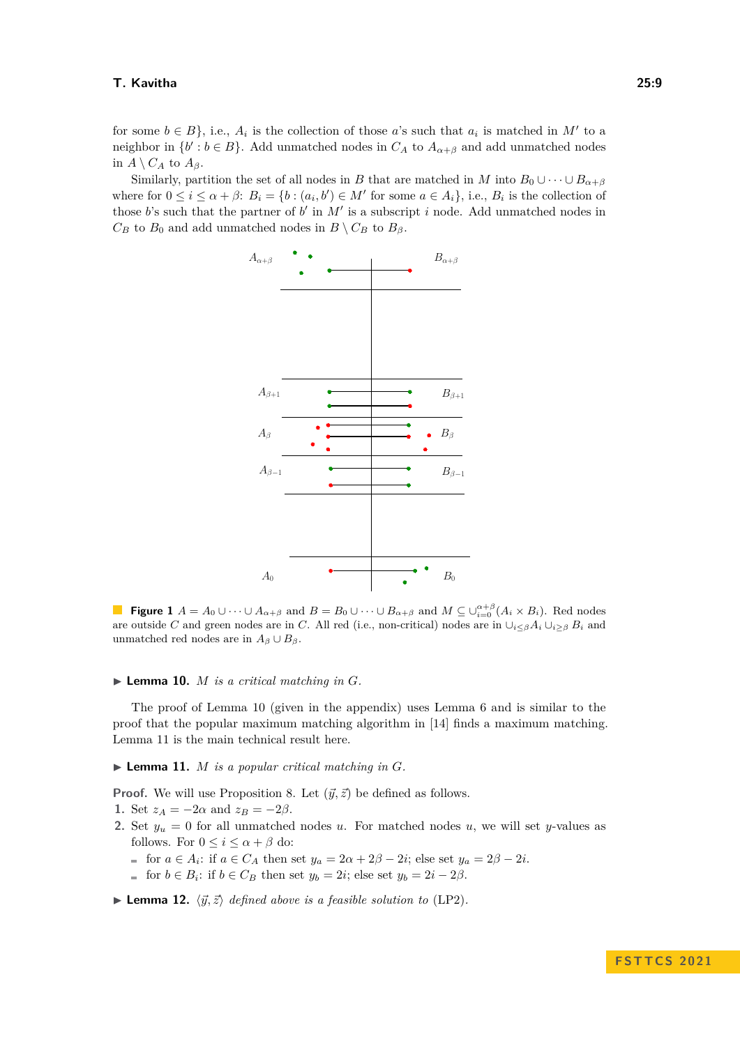for some $b \in B\}$, i.e., $A_i$ is the collection of those $a$'s such that $a_i$ is matched in $M'$ to a neighbor in $\{b' : b \in B\}$. Add unmatched nodes in $C_A$ to $A_{\alpha+\beta}$ and add unmatched nodes in $A \setminus C_A$ to $A_\beta$.

Similarly, partition the set of all nodes in $B$ that are matched in $M$ into $B_0 \cup \cdots \cup B_{\alpha+\beta}$ where for $0 \le i \le \alpha + \beta$: $B_i = \{b : (a_i, b') \in M' \text{ for some } a \in A_i\}$, i.e., $B_i$ is the collection of those $b$'s such that the partner of $b'$ in $M'$ is a subscript $i$ node. Add unmatched nodes in $C_B$ to $B_0$ and add unmatched nodes in $B \setminus C_B$ to $B_\beta$.

**Figure 1** $A = A_0 \cup \cdots \cup A_{\alpha+\beta}$ and $B = B_0 \cup \cdots \cup B_{\alpha+\beta}$ and $M \subseteq \cup_{i=0}^{\alpha+\beta}(A_i \times B_i)$. Red nodes are outside $C$ and green nodes are in $C$. All red (i.e., non-critical) nodes are in $\cup_{i \le \beta} A_i \cup_{i \ge \beta} B_i$ and unmatched red nodes are in $A_\beta \cup B_\beta$.

▶ **Lemma 10.** *$M$ is a critical matching in $G$.*

The proof of Lemma 10 (given in the appendix) uses Lemma 6 and is similar to the proof that the popular maximum matching algorithm in [14] finds a maximum matching. Lemma 11 is the main technical result here.

▶ **Lemma 11.** *$M$ is a popular critical matching in $G$.*

**Proof.** We will use Proposition 8. Let $(\vec{y}, \vec{z})$ be defined as follows.

1. Set $z_A = -2\alpha$ and $z_B = -2\beta$.
2. Set $y_u = 0$ for all unmatched nodes $u$. For matched nodes $u$, we will set $y$-values as follows. For $0 \le i \le \alpha + \beta$ do:
   - for $a \in A_i$: if $a \in C_A$ then set $y_a = 2\alpha + 2\beta - 2i$; else set $y_a = 2\beta - 2i$.
   - for $b \in B_i$: if $b \in C_B$ then set $y_b = 2i$; else set $y_b = 2i - 2\beta$.

▶ **Lemma 12.** *$\langle \vec{y}, \vec{z} \rangle$ defined above is a feasible solution to* (LP2).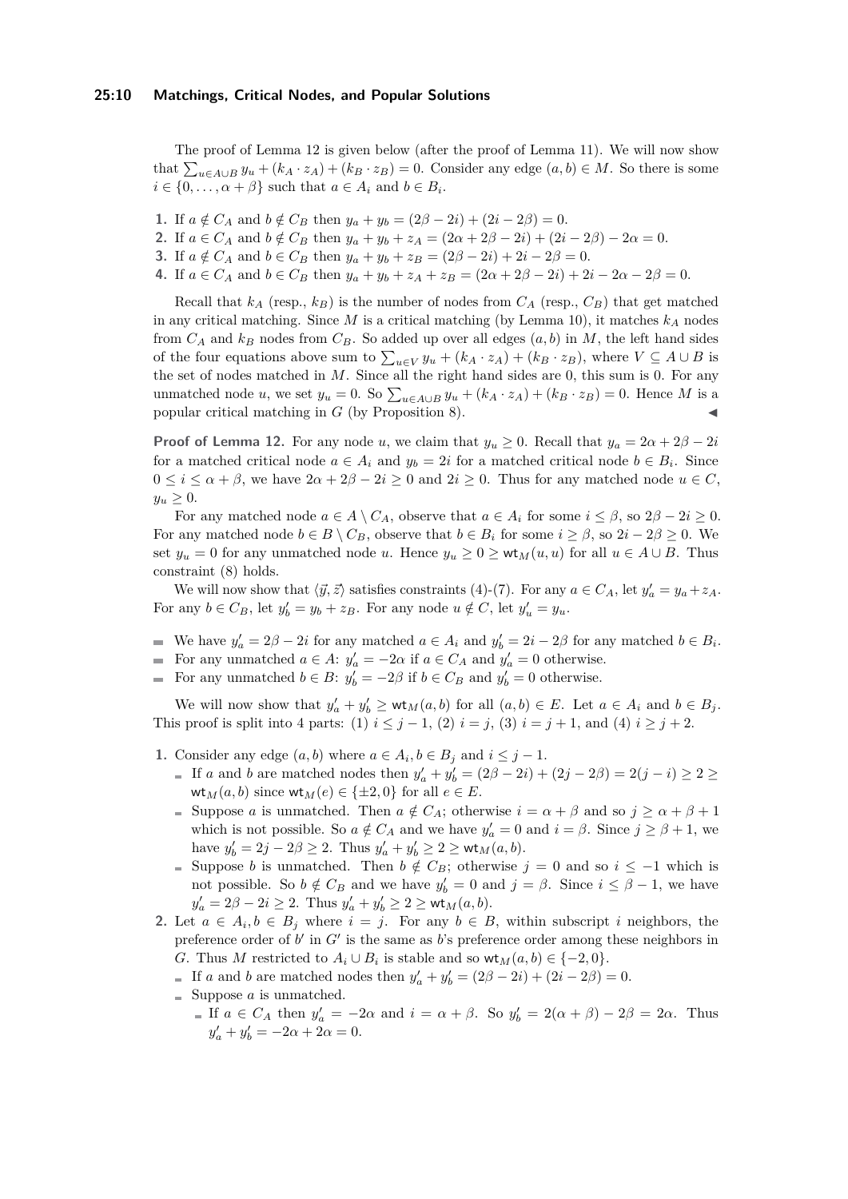The proof of Lemma 12 is given below (after the proof of Lemma 11). We will now show that $\sum_{u \in A \cup B} y_u + (k_A \cdot z_A) + (k_B \cdot z_B) = 0$. Consider any edge $(a, b) \in M$. So there is some $i \in \{0, \ldots, \alpha + \beta\}$ such that $a \in A_i$ and $b \in B_i$.

1. If $a \notin C_A$ and $b \notin C_B$ then $y_a + y_b = (2\beta - 2i) + (2i - 2\beta) = 0$.
2. If $a \in C_A$ and $b \notin C_B$ then $y_a + y_b + z_A = (2\alpha + 2\beta - 2i) + (2i - 2\beta) - 2\alpha = 0$.
3. If $a \notin C_A$ and $b \in C_B$ then $y_a + y_b + z_B = (2\beta - 2i) + 2i - 2\beta = 0$.
4. If $a \in C_A$ and $b \in C_B$ then $y_a + y_b + z_A + z_B = (2\alpha + 2\beta - 2i) + 2i - 2\alpha - 2\beta = 0$.

Recall that $k_A$ (resp., $k_B$) is the number of nodes from $C_A$ (resp., $C_B$) that get matched in any critical matching. Since $M$ is a critical matching (by Lemma 10), it matches $k_A$ nodes from $C_A$ and $k_B$ nodes from $C_B$. So added up over all edges $(a, b)$ in $M$, the left hand sides of the four equations above sum to $\sum_{u \in V} y_u + (k_A \cdot z_A) + (k_B \cdot z_B)$, where $V \subseteq A \cup B$ is the set of nodes matched in $M$. Since all the right hand sides are 0, this sum is 0. For any unmatched node $u$, we set $y_u = 0$. So $\sum_{u \in A \cup B} y_u + (k_A \cdot z_A) + (k_B \cdot z_B) = 0$. Hence $M$ is a popular critical matching in $G$ (by Proposition 8). ◀

**Proof of Lemma 12.** For any node $u$, we claim that $y_u \geq 0$. Recall that $y_a = 2\alpha + 2\beta - 2i$ for a matched critical node $a \in A_i$ and $y_b = 2i$ for a matched critical node $b \in B_i$. Since $0 \leq i \leq \alpha + \beta$, we have $2\alpha + 2\beta - 2i \geq 0$ and $2i \geq 0$. Thus for any matched node $u \in C$, $y_u \geq 0$.

For any matched node $a \in A \setminus C_A$, observe that $a \in A_i$ for some $i \leq \beta$, so $2\beta - 2i \geq 0$. For any matched node $b \in B \setminus C_B$, observe that $b \in B_i$ for some $i \geq \beta$, so $2i - 2\beta \geq 0$. We set $y_u = 0$ for any unmatched node $u$. Hence $y_u \geq 0 \geq \mathsf{wt}_M(u, u)$ for all $u \in A \cup B$. Thus constraint (8) holds.

We will now show that $\langle \vec{y}, \vec{z} \rangle$ satisfies constraints (4)-(7). For any $a \in C_A$, let $y'_a = y_a + z_A$. For any $b \in C_B$, let $y'_b = y_b + z_B$. For any node $u \notin C$, let $y'_u = y_u$.

- We have $y'_a = 2\beta - 2i$ for any matched $a \in A_i$ and $y'_b = 2i - 2\beta$ for any matched $b \in B_i$.
- For any unmatched $a \in A$: $y'_a = -2\alpha$ if $a \in C_A$ and $y'_a = 0$ otherwise.
- For any unmatched $b \in B$: $y'_b = -2\beta$ if $b \in C_B$ and $y'_b = 0$ otherwise.

We will now show that $y'_a + y'_b \geq \mathsf{wt}_M(a, b)$ for all $(a, b) \in E$. Let $a \in A_i$ and $b \in B_j$. This proof is split into 4 parts: (1) $i \leq j - 1$, (2) $i = j$, (3) $i = j + 1$, and (4) $i \geq j + 2$.

1. Consider any edge $(a, b)$ where $a \in A_i, b \in B_j$ and $i \leq j - 1$.
   - If $a$ and $b$ are matched nodes then $y'_a + y'_b = (2\beta - 2i) + (2j - 2\beta) = 2(j - i) \geq 2 \geq \mathsf{wt}_M(a, b)$ since $\mathsf{wt}_M(e) \in \{\pm 2, 0\}$ for all $e \in E$.
   - Suppose $a$ is unmatched. Then $a \notin C_A$; otherwise $i = \alpha + \beta$ and so $j \geq \alpha + \beta + 1$ which is not possible. So $a \notin C_A$ and we have $y'_a = 0$ and $i = \beta$. Since $j \geq \beta + 1$, we have $y'_b = 2j - 2\beta \geq 2$. Thus $y'_a + y'_b \geq 2 \geq \mathsf{wt}_M(a, b)$.
   - Suppose $b$ is unmatched. Then $b \notin C_B$; otherwise $j = 0$ and so $i \leq -1$ which is not possible. So $b \notin C_B$ and we have $y'_b = 0$ and $j = \beta$. Since $i \leq \beta - 1$, we have $y'_a = 2\beta - 2i \geq 2$. Thus $y'_a + y'_b \geq 2 \geq \mathsf{wt}_M(a, b)$.
2. Let $a \in A_i, b \in B_j$ where $i = j$. For any $b \in B$, within subscript $i$ neighbors, the preference order of $b'$ in $G'$ is the same as $b$'s preference order among these neighbors in $G$. Thus $M$ restricted to $A_i \cup B_i$ is stable and so $\mathsf{wt}_M(a, b) \in \{-2, 0\}$.
   - If $a$ and $b$ are matched nodes then $y'_a + y'_b = (2\beta - 2i) + (2i - 2\beta) = 0$.
   - Suppose $a$ is unmatched.
     - If $a \in C_A$ then $y'_a = -2\alpha$ and $i = \alpha + \beta$. So $y'_b = 2(\alpha + \beta) - 2\beta = 2\alpha$. Thus $y'_a + y'_b = -2\alpha + 2\alpha = 0$.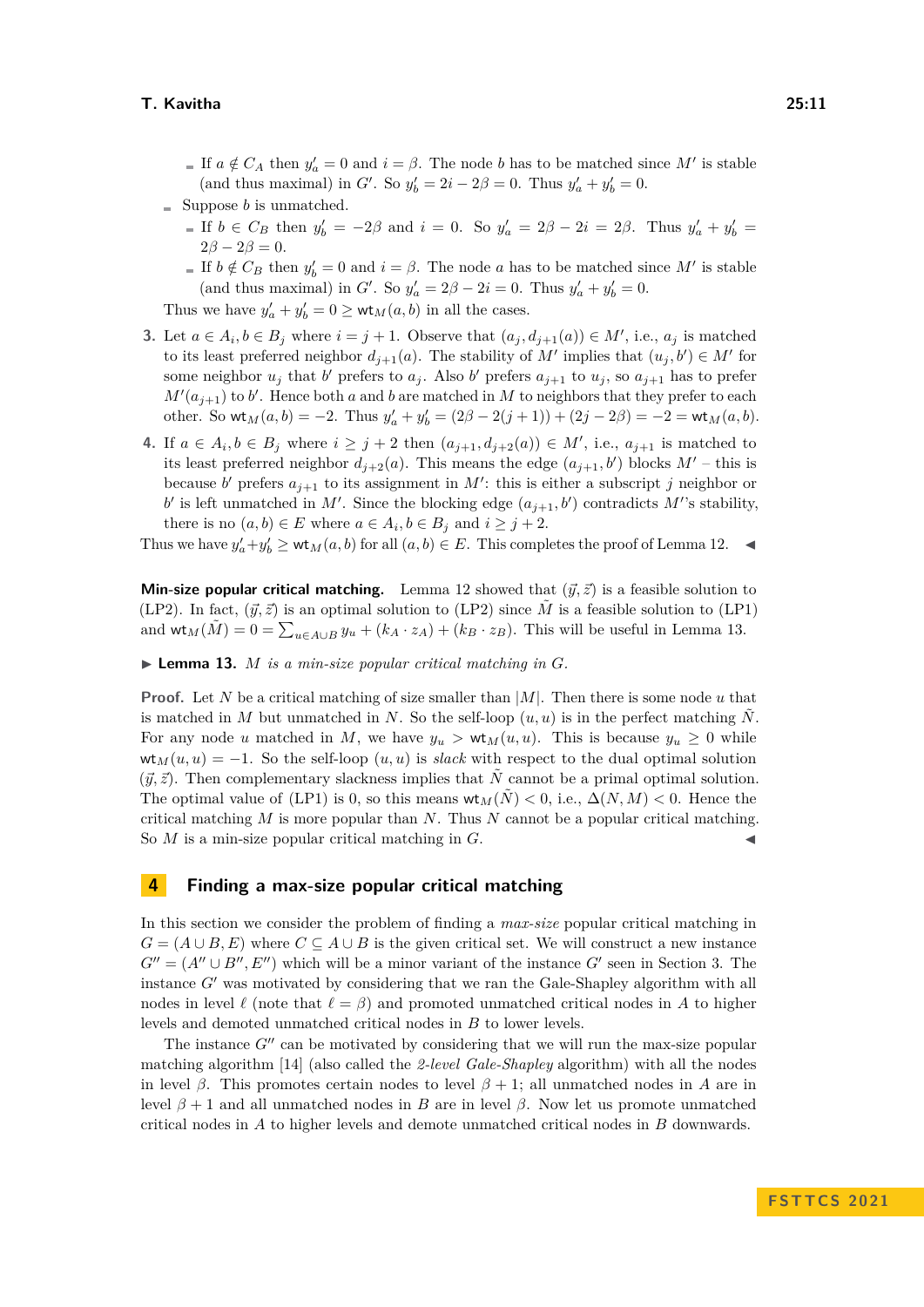- If $a \notin C_A$ then $y'_a = 0$ and $i = \beta$. The node $b$ has to be matched since $M'$ is stable (and thus maximal) in $G'$. So $y'_b = 2i - 2\beta = 0$. Thus $y'_a + y'_b = 0$.
- Suppose $b$ is unmatched.
  - If $b \in C_B$ then $y'_b = -2\beta$ and $i = 0$. So $y'_a = 2\beta - 2i = 2\beta$. Thus $y'_a + y'_b = 2\beta - 2\beta = 0$.
  - If $b \notin C_B$ then $y'_b = 0$ and $i = \beta$. The node $a$ has to be matched since $M'$ is stable (and thus maximal) in $G'$. So $y'_a = 2\beta - 2i = 0$. Thus $y'_a + y'_b = 0$.

Thus we have $y'_a + y'_b = 0 \geq \mathsf{wt}_M(a, b)$ in all the cases.

3. Let $a \in A_i, b \in B_j$ where $i = j + 1$. Observe that $(a_j, d_{j+1}(a)) \in M'$, i.e., $a_j$ is matched to its least preferred neighbor $d_{j+1}(a)$. The stability of $M'$ implies that $(u_j, b') \in M'$ for some neighbor $u_j$ that $b'$ prefers to $a_j$. Also $b'$ prefers $a_{j+1}$ to $u_j$, so $a_{j+1}$ has to prefer $M'(a_{j+1})$ to $b'$. Hence both $a$ and $b$ are matched in $M$ to neighbors that they prefer to each other. So $\mathsf{wt}_M(a, b) = -2$. Thus $y'_a + y'_b = (2\beta - 2(j + 1)) + (2j - 2\beta) = -2 = \mathsf{wt}_M(a, b)$.
4. If $a \in A_i, b \in B_j$ where $i \geq j + 2$ then $(a_{j+1}, d_{j+2}(a)) \in M'$, i.e., $a_{j+1}$ is matched to its least preferred neighbor $d_{j+2}(a)$. This means the edge $(a_{j+1}, b')$ blocks $M'$ – this is because $b'$ prefers $a_{j+1}$ to its assignment in $M'$: this is either a subscript $j$ neighbor or $b'$ is left unmatched in $M'$. Since the blocking edge $(a_{j+1}, b')$ contradicts $M'$'s stability, there is no $(a, b) \in E$ where $a \in A_i, b \in B_j$ and $i \geq j + 2$.

Thus we have $y'_a + y'_b \geq \mathsf{wt}_M(a, b)$ for all $(a, b) \in E$. This completes the proof of Lemma 12. ◀

**Min-size popular critical matching.** Lemma 12 showed that $(\vec{y}, \vec{z})$ is a feasible solution to (LP2). In fact, $(\vec{y}, \vec{z})$ is an optimal solution to (LP2) since $\tilde{M}$ is a feasible solution to (LP1) and $\mathsf{wt}_M(\tilde{M}) = 0 = \sum_{u \in A \cup B} y_u + (k_A \cdot z_A) + (k_B \cdot z_B)$. This will be useful in Lemma 13.

▶ **Lemma 13.** *$M$ is a min-size popular critical matching in $G$.*

**Proof.** Let $N$ be a critical matching of size smaller than $|M|$. Then there is some node $u$ that is matched in $M$ but unmatched in $N$. So the self-loop $(u, u)$ is in the perfect matching $\tilde{N}$. For any node $u$ matched in $M$, we have $y_u > \mathsf{wt}_M(u, u)$. This is because $y_u \geq 0$ while $\mathsf{wt}_M(u, u) = -1$. So the self-loop $(u, u)$ is *slack* with respect to the dual optimal solution $(\vec{y}, \vec{z})$. Then complementary slackness implies that $\tilde{N}$ cannot be a primal optimal solution. The optimal value of (LP1) is 0, so this means $\mathsf{wt}_M(\tilde{N}) < 0$, i.e., $\Delta(N, M) < 0$. Hence the critical matching $M$ is more popular than $N$. Thus $N$ cannot be a popular critical matching. So $M$ is a min-size popular critical matching in $G$. ◀

# 4 Finding a max-size popular critical matching

In this section we consider the problem of finding a *max-size* popular critical matching in $G = (A \cup B, E)$ where $C \subseteq A \cup B$ is the given critical set. We will construct a new instance $G'' = (A'' \cup B'', E'')$ which will be a minor variant of the instance $G'$ seen in Section 3. The instance $G'$ was motivated by considering that we ran the Gale-Shapley algorithm with all nodes in level $\ell$ (note that $\ell = \beta$) and promoted unmatched critical nodes in $A$ to higher levels and demoted unmatched critical nodes in $B$ to lower levels.

The instance $G''$ can be motivated by considering that we will run the max-size popular matching algorithm [14] (also called the *2-level Gale-Shapley* algorithm) with all the nodes in level $\beta$. This promotes certain nodes to level $\beta + 1$; all unmatched nodes in $A$ are in level $\beta + 1$ and all unmatched nodes in $B$ are in level $\beta$. Now let us promote unmatched critical nodes in $A$ to higher levels and demote unmatched critical nodes in $B$ downwards.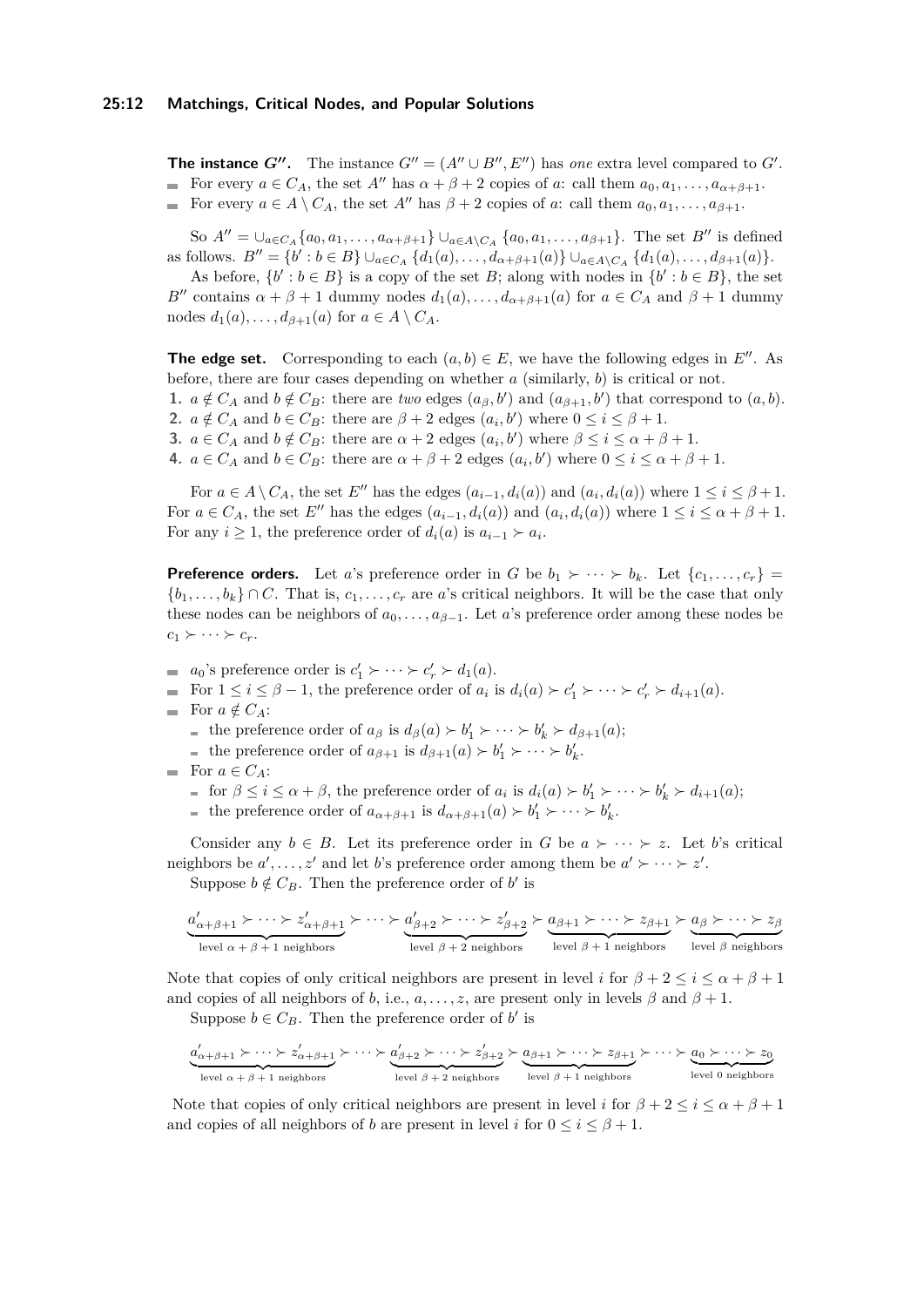**The instance $G''$.** The instance $G'' = (A'' \cup B'', E'')$ has *one* extra level compared to $G'$.

- For every $a \in C_A$, the set $A''$ has $\alpha + \beta + 2$ copies of $a$: call them $a_0, a_1, \ldots, a_{\alpha+\beta+1}$.
- For every $a \in A \setminus C_A$, the set $A''$ has $\beta + 2$ copies of $a$: call them $a_0, a_1, \ldots, a_{\beta+1}$.

So $A'' = \cup_{a \in C_A}\{a_0, a_1, \ldots, a_{\alpha+\beta+1}\} \cup_{a \in A \setminus C_A} \{a_0, a_1, \ldots, a_{\beta+1}\}$. The set $B''$ is defined as follows. $B'' = \{b' : b \in B\} \cup_{a \in C_A} \{d_1(a), \ldots, d_{\alpha+\beta+1}(a)\} \cup_{a \in A \setminus C_A} \{d_1(a), \ldots, d_{\beta+1}(a)\}$.

As before, $\{b' : b \in B\}$ is a copy of the set $B$; along with nodes in $\{b' : b \in B\}$, the set $B''$ contains $\alpha + \beta + 1$ dummy nodes $d_1(a), \ldots, d_{\alpha+\beta+1}(a)$ for $a \in C_A$ and $\beta + 1$ dummy nodes $d_1(a), \ldots, d_{\beta+1}(a)$ for $a \in A \setminus C_A$.

**The edge set.** Corresponding to each $(a, b) \in E$, we have the following edges in $E''$. As before, there are four cases depending on whether $a$ (similarly, $b$) is critical or not.

1. $a \notin C_A$ and $b \notin C_B$: there are *two* edges $(a_\beta, b')$ and $(a_{\beta+1}, b')$ that correspond to $(a, b)$.
2. $a \notin C_A$ and $b \in C_B$: there are $\beta + 2$ edges $(a_i, b')$ where $0 \le i \le \beta + 1$.
3. $a \in C_A$ and $b \notin C_B$: there are $\alpha + 2$ edges $(a_i, b')$ where $\beta \le i \le \alpha + \beta + 1$.
4. $a \in C_A$ and $b \in C_B$: there are $\alpha + \beta + 2$ edges $(a_i, b')$ where $0 \le i \le \alpha + \beta + 1$.

For $a \in A \setminus C_A$, the set $E''$ has the edges $(a_{i-1}, d_i(a))$ and $(a_i, d_i(a))$ where $1 \le i \le \beta + 1$. For $a \in C_A$, the set $E''$ has the edges $(a_{i-1}, d_i(a))$ and $(a_i, d_i(a))$ where $1 \le i \le \alpha + \beta + 1$. For any $i \ge 1$, the preference order of $d_i(a)$ is $a_{i-1} \succ a_i$.

**Preference orders.** Let $a$'s preference order in $G$ be $b_1 \succ \cdots \succ b_k$. Let $\{c_1, \ldots, c_r\} = \{b_1, \ldots, b_k\} \cap C$. That is, $c_1, \ldots, c_r$ are $a$'s critical neighbors. It will be the case that only these nodes can be neighbors of $a_0, \ldots, a_{\beta-1}$. Let $a$'s preference order among these nodes be $c_1 \succ \cdots \succ c_r$.

- $a_0$'s preference order is $c'_1 \succ \cdots \succ c'_r \succ d_1(a)$.
- For $1 \le i \le \beta - 1$, the preference order of $a_i$ is $d_i(a) \succ c'_1 \succ \cdots \succ c'_r \succ d_{i+1}(a)$.
- For $a \notin C_A$:
  - the preference order of $a_\beta$ is $d_\beta(a) \succ b'_1 \succ \cdots \succ b'_k \succ d_{\beta+1}(a)$;
  - the preference order of $a_{\beta+1}$ is $d_{\beta+1}(a) \succ b'_1 \succ \cdots \succ b'_k$.
- For $a \in C_A$:
  - for $\beta \le i \le \alpha + \beta$, the preference order of $a_i$ is $d_i(a) \succ b'_1 \succ \cdots \succ b'_k \succ d_{i+1}(a)$;
  - the preference order of $a_{\alpha+\beta+1}$ is $d_{\alpha+\beta+1}(a) \succ b'_1 \succ \cdots \succ b'_k$.

Consider any $b \in B$. Let its preference order in $G$ be $a \succ \cdots \succ z$. Let $b$'s critical neighbors be $a', \ldots, z'$ and let $b$'s preference order among them be $a' \succ \cdots \succ z'$.

Suppose $b \notin C_B$. Then the preference order of $b'$ is

$$\underbrace{a'_{\alpha+\beta+1} \succ \cdots \succ z'_{\alpha+\beta+1}}_{\text{level } \alpha+\beta+1 \text{ neighbors}} \succ \cdots \succ \underbrace{a'_{\beta+2} \succ \cdots \succ z'_{\beta+2}}_{\text{level } \beta+2 \text{ neighbors}} \succ \underbrace{a_{\beta+1} \succ \cdots \succ z_{\beta+1}}_{\text{level } \beta+1 \text{ neighbors}} \succ \underbrace{a_\beta \succ \cdots \succ z_\beta}_{\text{level } \beta \text{ neighbors}}$$

Note that copies of only critical neighbors are present in level $i$ for $\beta + 2 \le i \le \alpha + \beta + 1$ and copies of all neighbors of $b$, i.e., $a, \ldots, z$, are present only in levels $\beta$ and $\beta + 1$.

Suppose $b \in C_B$. Then the preference order of $b'$ is

$$\underbrace{a'_{\alpha+\beta+1} \succ \cdots \succ z'_{\alpha+\beta+1}}_{\text{level } \alpha+\beta+1 \text{ neighbors}} \succ \cdots \succ \underbrace{a'_{\beta+2} \succ \cdots \succ z'_{\beta+2}}_{\text{level } \beta+2 \text{ neighbors}} \succ \underbrace{a_{\beta+1} \succ \cdots \succ z_{\beta+1}}_{\text{level } \beta+1 \text{ neighbors}} \succ \cdots \succ \underbrace{a_0 \succ \cdots \succ z_0}_{\text{level } 0 \text{ neighbors}}$$

Note that copies of only critical neighbors are present in level $i$ for $\beta + 2 \le i \le \alpha + \beta + 1$ and copies of all neighbors of $b$ are present in level $i$ for $0 \le i \le \beta + 1$.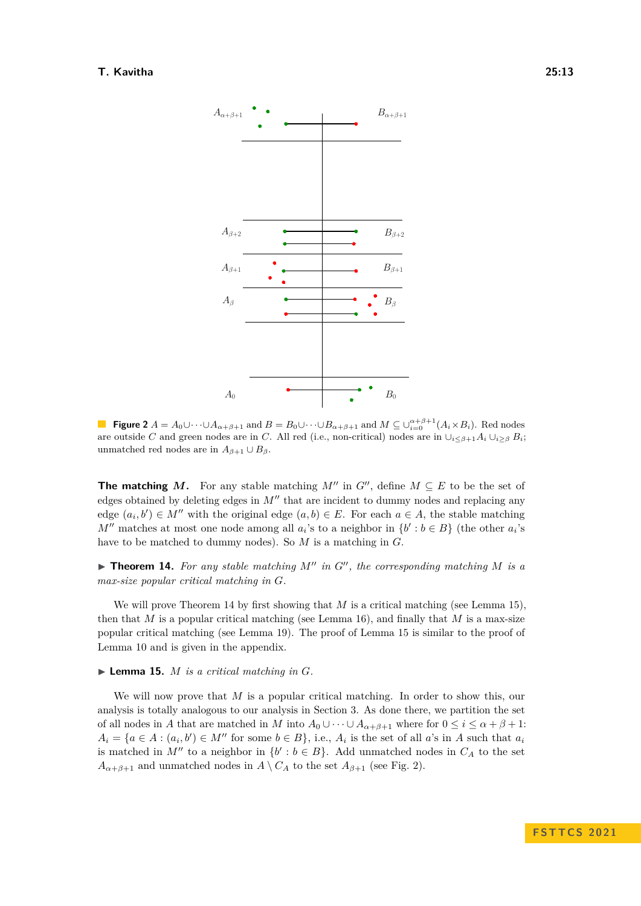**Figure 2** $A = A_0 \cup \cdots \cup A_{\alpha+\beta+1}$ and $B = B_0 \cup \cdots \cup B_{\alpha+\beta+1}$ and $M \subseteq \cup_{i=0}^{\alpha+\beta+1}(A_i \times B_i)$. Red nodes are outside $C$ and green nodes are in $C$. All red (i.e., non-critical) nodes are in $\cup_{i \le \beta+1} A_i \cup_{i \ge \beta} B_i$; unmatched red nodes are in $A_{\beta+1} \cup B_\beta$.

**The matching $M$.** For any stable matching $M''$ in $G''$, define $M \subseteq E$ to be the set of edges obtained by deleting edges in $M''$ that are incident to dummy nodes and replacing any edge $(a_i, b') \in M''$ with the original edge $(a, b) \in E$. For each $a \in A$, the stable matching $M''$ matches at most one node among all $a_i$'s to a neighbor in $\{b' : b \in B\}$ (the other $a_i$'s have to be matched to dummy nodes). So $M$ is a matching in $G$.

▶ **Theorem 14.** *For any stable matching $M''$ in $G''$, the corresponding matching $M$ is a max-size popular critical matching in $G$.*

We will prove Theorem 14 by first showing that $M$ is a critical matching (see Lemma 15), then that $M$ is a popular critical matching (see Lemma 16), and finally that $M$ is a max-size popular critical matching (see Lemma 19). The proof of Lemma 15 is similar to the proof of Lemma 10 and is given in the appendix.

▶ **Lemma 15.** *$M$ is a critical matching in $G$.*

We will now prove that $M$ is a popular critical matching. In order to show this, our analysis is totally analogous to our analysis in Section 3. As done there, we partition the set of all nodes in $A$ that are matched in $M$ into $A_0 \cup \cdots \cup A_{\alpha+\beta+1}$ where for $0 \le i \le \alpha+\beta+1$: $A_i = \{a \in A : (a_i, b') \in M'' \text{ for some } b \in B\}$, i.e., $A_i$ is the set of all $a$'s in $A$ such that $a_i$ is matched in $M''$ to a neighbor in $\{b' : b \in B\}$. Add unmatched nodes in $C_A$ to the set $A_{\alpha+\beta+1}$ and unmatched nodes in $A \setminus C_A$ to the set $A_{\beta+1}$ (see Fig. 2).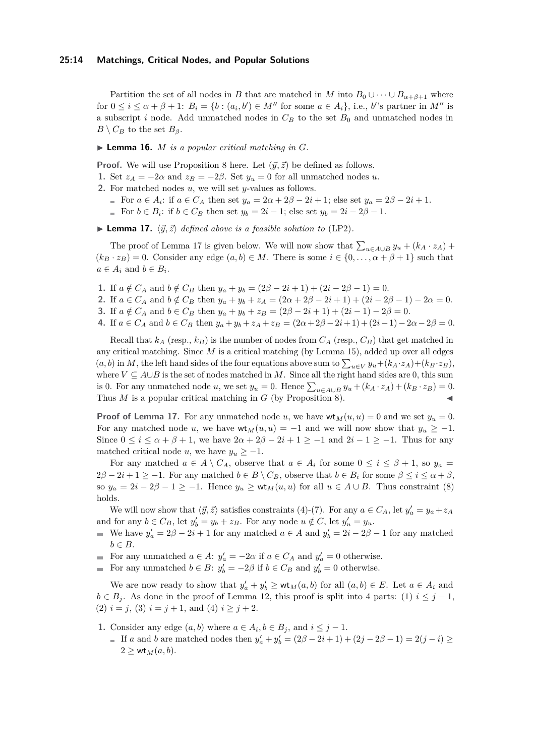Partition the set of all nodes in $B$ that are matched in $M$ into $B_0 \cup \cdots \cup B_{\alpha+\beta+1}$ where for $0 \le i \le \alpha+\beta+1$: $B_i = \{b : (a_i, b') \in M''$ for some $a \in A_i\}$, i.e., $b'$'s partner in $M''$ is a subscript $i$ node. Add unmatched nodes in $C_B$ to the set $B_0$ and unmatched nodes in $B \setminus C_B$ to the set $B_\beta$.

▶ **Lemma 16.** *$M$ is a popular critical matching in $G$.*

**Proof.** We will use Proposition 8 here. Let $(\vec{y}, \vec{z})$ be defined as follows.

1. Set $z_A = -2\alpha$ and $z_B = -2\beta$. Set $y_u = 0$ for all unmatched nodes $u$.
2. For matched nodes $u$, we will set $y$-values as follows.
   - For $a \in A_i$: if $a \in C_A$ then set $y_a = 2\alpha + 2\beta - 2i + 1$; else set $y_a = 2\beta - 2i + 1$.
   - For $b \in B_i$: if $b \in C_B$ then set $y_b = 2i - 1$; else set $y_b = 2i - 2\beta - 1$.

▶ **Lemma 17.** *$\langle \vec{y}, \vec{z} \rangle$ defined above is a feasible solution to* (LP2).

The proof of Lemma 17 is given below. We will now show that $\sum_{u \in A \cup B} y_u + (k_A \cdot z_A) + (k_B \cdot z_B) = 0$. Consider any edge $(a, b) \in M$. There is some $i \in \{0, \ldots, \alpha+\beta+1\}$ such that $a \in A_i$ and $b \in B_i$.

1. If $a \notin C_A$ and $b \notin C_B$ then $y_a + y_b = (2\beta - 2i + 1) + (2i - 2\beta - 1) = 0$.
2. If $a \in C_A$ and $b \notin C_B$ then $y_a + y_b + z_A = (2\alpha + 2\beta - 2i + 1) + (2i - 2\beta - 1) - 2\alpha = 0$.
3. If $a \notin C_A$ and $b \in C_B$ then $y_a + y_b + z_B = (2\beta - 2i + 1) + (2i - 1) - 2\beta = 0$.
4. If $a \in C_A$ and $b \in C_B$ then $y_a + y_b + z_A + z_B = (2\alpha + 2\beta - 2i + 1) + (2i - 1) - 2\alpha - 2\beta = 0$.

Recall that $k_A$ (resp., $k_B$) is the number of nodes from $C_A$ (resp., $C_B$) that get matched in any critical matching. Since $M$ is a critical matching (by Lemma 15), added up over all edges $(a, b)$ in $M$, the left hand sides of the four equations above sum to $\sum_{u \in V} y_u + (k_A \cdot z_A) + (k_B \cdot z_B)$, where $V \subseteq A \cup B$ is the set of nodes matched in $M$. Since all the right hand sides are 0, this sum is 0. For any unmatched node $u$, we set $y_u = 0$. Hence $\sum_{u \in A \cup B} y_u + (k_A \cdot z_A) + (k_B \cdot z_B) = 0$. Thus $M$ is a popular critical matching in $G$ (by Proposition 8). ◀

**Proof of Lemma 17.** For any unmatched node $u$, we have $\mathsf{wt}_M(u, u) = 0$ and we set $y_u = 0$. For any matched node $u$, we have $\mathsf{wt}_M(u, u) = -1$ and we will now show that $y_u \ge -1$. Since $0 \le i \le \alpha+\beta+1$, we have $2\alpha + 2\beta - 2i + 1 \ge -1$ and $2i - 1 \ge -1$. Thus for any matched critical node $u$, we have $y_u \ge -1$.

For any matched $a \in A \setminus C_A$, observe that $a \in A_i$ for some $0 \le i \le \beta + 1$, so $y_a = 2\beta - 2i + 1 \ge -1$. For any matched $b \in B \setminus C_B$, observe that $b \in B_i$ for some $\beta \le i \le \alpha + \beta$, so $y_a = 2i - 2\beta - 1 \ge -1$. Hence $y_u \ge \mathsf{wt}_M(u, u)$ for all $u \in A \cup B$. Thus constraint (8) holds.

We will now show that $\langle \vec{y}, \vec{z} \rangle$ satisfies constraints (4)-(7). For any $a \in C_A$, let $y'_a = y_a + z_A$ and for any $b \in C_B$, let $y'_b = y_b + z_B$. For any node $u \notin C$, let $y'_u = y_u$.

- We have $y'_a = 2\beta - 2i + 1$ for any matched $a \in A$ and $y'_b = 2i - 2\beta - 1$ for any matched $b \in B$.
- For any unmatched $a \in A$: $y'_a = -2\alpha$ if $a \in C_A$ and $y'_a = 0$ otherwise.
- For any unmatched $b \in B$: $y'_b = -2\beta$ if $b \in C_B$ and $y'_b = 0$ otherwise.

We are now ready to show that $y'_a + y'_b \ge \mathsf{wt}_M(a, b)$ for all $(a, b) \in E$. Let $a \in A_i$ and $b \in B_j$. As done in the proof of Lemma 12, this proof is split into 4 parts: (1) $i \le j - 1$, (2) $i = j$, (3) $i = j + 1$, and (4) $i \ge j + 2$.

1. Consider any edge $(a, b)$ where $a \in A_i, b \in B_j$, and $i \le j - 1$.
   - If $a$ and $b$ are matched nodes then $y'_a + y'_b = (2\beta - 2i + 1) + (2j - 2\beta - 1) = 2(j - i) \ge 2 \ge \mathsf{wt}_M(a, b)$.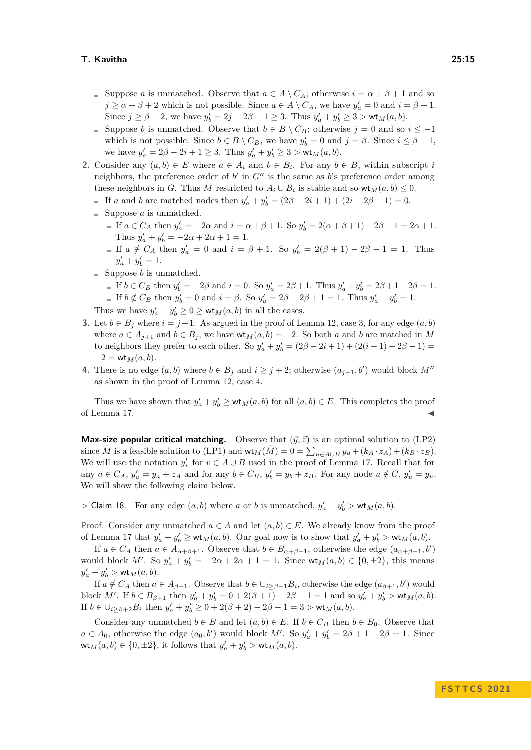- Suppose $a$ is unmatched. Observe that $a \in A \setminus C_A$; otherwise $i = \alpha + \beta + 1$ and so $j \geq \alpha + \beta + 2$ which is not possible. Since $a \in A \setminus C_A$, we have $y'_a = 0$ and $i = \beta + 1$. Since $j \geq \beta + 2$, we have $y'_b = 2j - 2\beta - 1 \geq 3$. Thus $y'_a + y'_b \geq 3 > \mathsf{wt}_M(a, b)$.
- Suppose $b$ is unmatched. Observe that $b \in B \setminus C_B$; otherwise $j = 0$ and so $i \leq -1$ which is not possible. Since $b \in B \setminus C_B$, we have $y'_b = 0$ and $j = \beta$. Since $i \leq \beta - 1$, we have $y'_a = 2\beta - 2i + 1 \geq 3$. Thus $y'_a + y'_b \geq 3 > \mathsf{wt}_M(a, b)$.

**2.** Consider any $(a, b) \in E$ where $a \in A_i$ and $b \in B_i$. For any $b \in B$, within subscript $i$ neighbors, the preference order of $b'$ in $G''$ is the same as $b$'s preference order among these neighbors in $G$. Thus $M$ restricted to $A_i \cup B_i$ is stable and so $\mathsf{wt}_M(a, b) \leq 0$.

- If $a$ and $b$ are matched nodes then $y'_a + y'_b = (2\beta - 2i + 1) + (2i - 2\beta - 1) = 0$.
- Suppose $a$ is unmatched.
  - If $a \in C_A$ then $y'_a = -2\alpha$ and $i = \alpha + \beta + 1$. So $y'_b = 2(\alpha + \beta + 1) - 2\beta - 1 = 2\alpha + 1$. Thus $y'_a + y'_b = -2\alpha + 2\alpha + 1 = 1$.
  - If $a \notin C_A$ then $y'_a = 0$ and $i = \beta + 1$. So $y'_b = 2(\beta + 1) - 2\beta - 1 = 1$. Thus $y'_a + y'_b = 1$.
- Suppose $b$ is unmatched.
  - If $b \in C_B$ then $y'_b = -2\beta$ and $i = 0$. So $y'_a = 2\beta + 1$. Thus $y'_a + y'_b = 2\beta + 1 - 2\beta = 1$.
  - If $b \notin C_B$ then $y'_b = 0$ and $i = \beta$. So $y'_a = 2\beta - 2\beta + 1 = 1$. Thus $y'_a + y'_b = 1$.

Thus we have $y'_a + y'_b \geq 0 \geq \mathsf{wt}_M(a, b)$ in all the cases.

**3.** Let $b \in B_j$ where $i = j + 1$. As argued in the proof of Lemma 12, case 3, for any edge $(a, b)$ where $a \in A_{j+1}$ and $b \in B_j$, we have $\mathsf{wt}_M(a, b) = -2$. So both $a$ and $b$ are matched in $M$ to neighbors they prefer to each other. So $y'_a + y'_b = (2\beta - 2i + 1) + (2(i - 1) - 2\beta - 1) = -2 = \mathsf{wt}_M(a, b)$.

**4.** There is no edge $(a, b)$ where $b \in B_j$ and $i \geq j + 2$; otherwise $(a_{j+1}, b')$ would block $M''$ as shown in the proof of Lemma 12, case 4.

Thus we have shown that $y'_a + y'_b \geq \mathsf{wt}_M(a, b)$ for all $(a, b) \in E$. This completes the proof of Lemma 17. ◀

**Max-size popular critical matching.** Observe that $(\vec{y}, \vec{z})$ is an optimal solution to (LP2) since $\tilde{M}$ is a feasible solution to (LP1) and $\mathsf{wt}_M(\tilde{M}) = 0 = \sum_{u \in A \cup B} y_u + (k_A \cdot z_A) + (k_B \cdot z_B)$. We will use the notation $y'_v$ for $v \in A \cup B$ used in the proof of Lemma 17. Recall that for any $a \in C_A$, $y'_a = y_a + z_A$ and for any $b \in C_B$, $y'_b = y_b + z_B$. For any node $u \notin C$, $y'_u = y_u$. We will show the following claim below.

▷ Claim 18. For any edge $(a, b)$ where $a$ or $b$ is unmatched, $y'_a + y'_b > \mathsf{wt}_M(a, b)$.

*Proof.* Consider any unmatched $a \in A$ and let $(a, b) \in E$. We already know from the proof of Lemma 17 that $y'_a + y'_b \geq \mathsf{wt}_M(a, b)$. Our goal now is to show that $y'_a + y'_b > \mathsf{wt}_M(a, b)$.

If $a \in C_A$ then $a \in A_{\alpha+\beta+1}$. Observe that $b \in B_{\alpha+\beta+1}$, otherwise the edge $(a_{\alpha+\beta+1}, b')$ would block $M'$. So $y'_a + y'_b = -2\alpha + 2\alpha + 1 = 1$. Since $\mathsf{wt}_M(a, b) \in \{0, \pm 2\}$, this means $y'_a + y'_b > \mathsf{wt}_M(a, b)$.

If $a \notin C_A$ then $a \in A_{\beta+1}$. Observe that $b \in \cup_{i \geq \beta+1} B_i$, otherwise the edge $(a_{\beta+1}, b')$ would block $M'$. If $b \in B_{\beta+1}$ then $y'_a + y'_b = 0 + 2(\beta + 1) - 2\beta - 1 = 1$ and so $y'_a + y'_b > \mathsf{wt}_M(a, b)$. If $b \in \cup_{i \geq \beta+2} B_i$ then $y'_a + y'_b \geq 0 + 2(\beta + 2) - 2\beta - 1 = 3 > \mathsf{wt}_M(a, b)$.

Consider any unmatched $b \in B$ and let $(a, b) \in E$. If $b \in C_B$ then $b \in B_0$. Observe that $a \in A_0$, otherwise the edge $(a_0, b')$ would block $M'$. So $y'_a + y'_b = 2\beta + 1 - 2\beta = 1$. Since $\mathsf{wt}_M(a, b) \in \{0, \pm 2\}$, it follows that $y'_a + y'_b > \mathsf{wt}_M(a, b)$.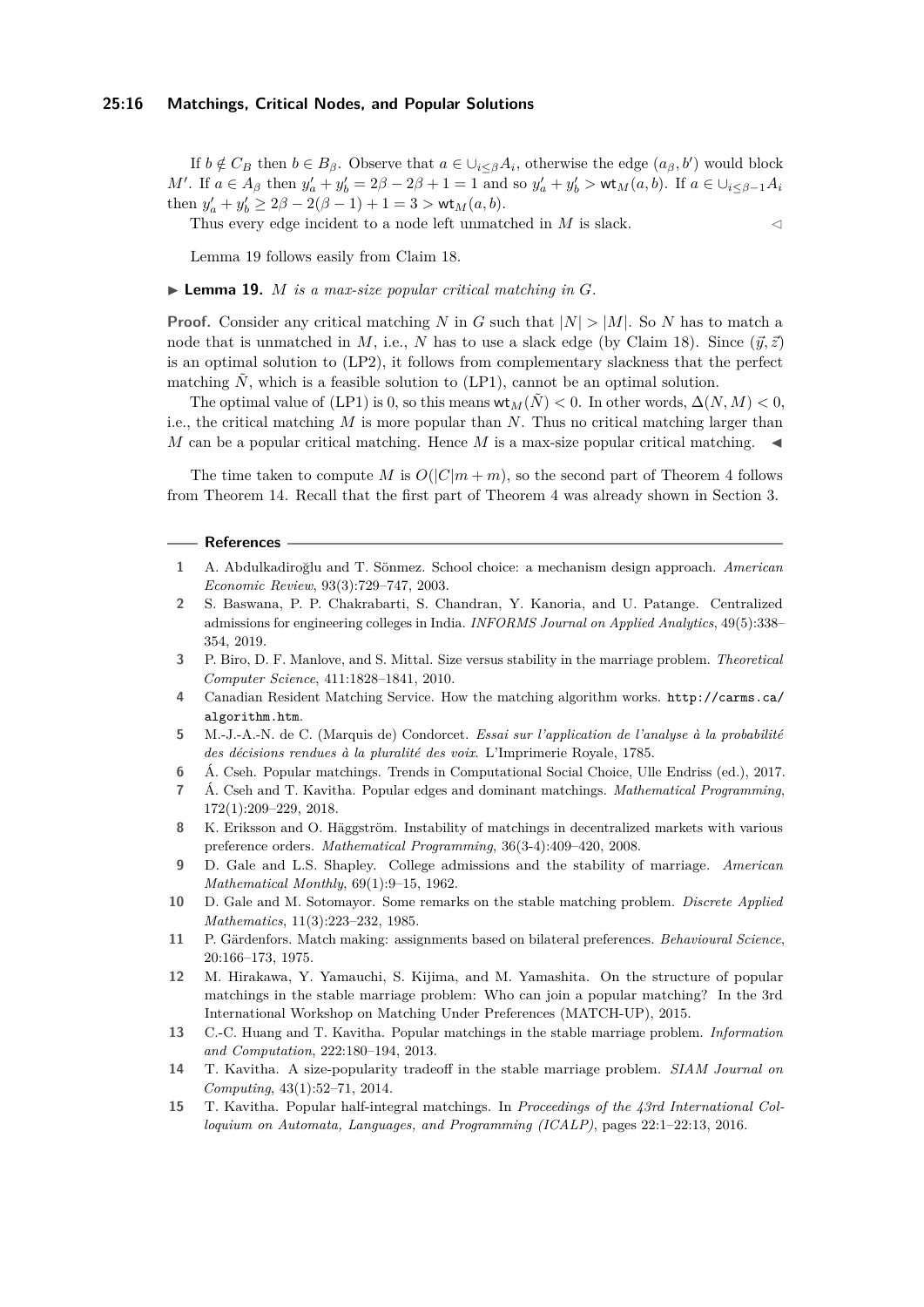If $b \notin C_B$ then $b \in B_\beta$. Observe that $a \in \cup_{i \leq \beta} A_i$, otherwise the edge $(a_\beta, b')$ would block $M'$. If $a \in A_\beta$ then $y'_a + y'_b = 2\beta - 2\beta + 1 = 1$ and so $y'_a + y'_b > \mathsf{wt}_M(a, b)$. If $a \in \cup_{i \leq \beta - 1} A_i$ then $y'_a + y'_b \geq 2\beta - 2(\beta - 1) + 1 = 3 > \mathsf{wt}_M(a, b)$.

Thus every edge incident to a node left unmatched in $M$ is slack. ◁

Lemma 19 follows easily from Claim 18.

▶ **Lemma 19.** *$M$ is a max-size popular critical matching in $G$.*

**Proof.** Consider any critical matching $N$ in $G$ such that $|N| > |M|$. So $N$ has to match a node that is unmatched in $M$, i.e., $N$ has to use a slack edge (by Claim 18). Since $(\vec{y}, \vec{z})$ is an optimal solution to (LP2), it follows from complementary slackness that the perfect matching $\tilde{N}$, which is a feasible solution to (LP1), cannot be an optimal solution.

The optimal value of (LP1) is 0, so this means $\mathsf{wt}_M(\tilde{N}) < 0$. In other words, $\Delta(N, M) < 0$, i.e., the critical matching $M$ is more popular than $N$. Thus no critical matching larger than $M$ can be a popular critical matching. Hence $M$ is a max-size popular critical matching. ◀

The time taken to compute $M$ is $O(|C|m + m)$, so the second part of Theorem 4 follows from Theorem 14. Recall that the first part of Theorem 4 was already shown in Section 3.

## References

1. A. Abdulkadiroğlu and T. Sönmez. School choice: a mechanism design approach. *American Economic Review*, 93(3):729–747, 2003.
2. S. Baswana, P. P. Chakrabarti, S. Chandran, Y. Kanoria, and U. Patange. Centralized admissions for engineering colleges in India. *INFORMS Journal on Applied Analytics*, 49(5):338–354, 2019.
3. P. Biro, D. F. Manlove, and S. Mittal. Size versus stability in the marriage problem. *Theoretical Computer Science*, 411:1828–1841, 2010.
4. Canadian Resident Matching Service. How the matching algorithm works. http://carms.ca/algorithm.htm.
5. M.-J.-A.-N. de C. (Marquis de) Condorcet. *Essai sur l'application de l'analyse à la probabilité des décisions rendues à la pluralité des voix*. L'Imprimerie Royale, 1785.
6. Á. Cseh. Popular matchings. Trends in Computational Social Choice, Ulle Endriss (ed.), 2017.
7. Á. Cseh and T. Kavitha. Popular edges and dominant matchings. *Mathematical Programming*, 172(1):209–229, 2018.
8. K. Eriksson and O. Häggström. Instability of matchings in decentralized markets with various preference orders. *Mathematical Programming*, 36(3-4):409–420, 2008.
9. D. Gale and L.S. Shapley. College admissions and the stability of marriage. *American Mathematical Monthly*, 69(1):9–15, 1962.
10. D. Gale and M. Sotomayor. Some remarks on the stable matching problem. *Discrete Applied Mathematics*, 11(3):223–232, 1985.
11. P. Gärdenfors. Match making: assignments based on bilateral preferences. *Behavioural Science*, 20:166–173, 1975.
12. M. Hirakawa, Y. Yamauchi, S. Kijima, and M. Yamashita. On the structure of popular matchings in the stable marriage problem: Who can join a popular matching? In the 3rd International Workshop on Matching Under Preferences (MATCH-UP), 2015.
13. C.-C. Huang and T. Kavitha. Popular matchings in the stable marriage problem. *Information and Computation*, 222:180–194, 2013.
14. T. Kavitha. A size-popularity tradeoff in the stable marriage problem. *SIAM Journal on Computing*, 43(1):52–71, 2014.
15. T. Kavitha. Popular half-integral matchings. In *Proceedings of the 43rd International Colloquium on Automata, Languages, and Programming (ICALP)*, pages 22:1–22:13, 2016.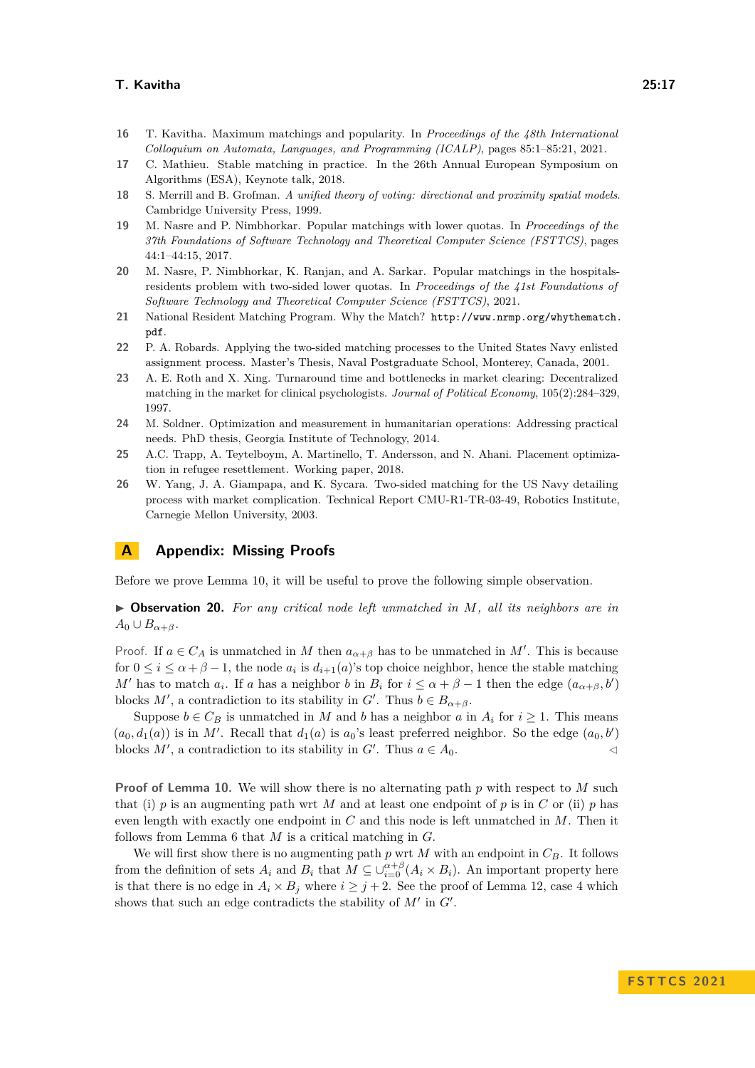16 T. Kavitha. Maximum matchings and popularity. In *Proceedings of the 48th International Colloquium on Automata, Languages, and Programming (ICALP)*, pages 85:1–85:21, 2021.

17 C. Mathieu. Stable matching in practice. In the 26th Annual European Symposium on Algorithms (ESA), Keynote talk, 2018.

18 S. Merrill and B. Grofman. *A unified theory of voting: directional and proximity spatial models*. Cambridge University Press, 1999.

19 M. Nasre and P. Nimbhorkar. Popular matchings with lower quotas. In *Proceedings of the 37th Foundations of Software Technology and Theoretical Computer Science (FSTTCS)*, pages 44:1–44:15, 2017.

20 M. Nasre, P. Nimbhorkar, K. Ranjan, and A. Sarkar. Popular matchings in the hospitals-residents problem with two-sided lower quotas. In *Proceedings of the 41st Foundations of Software Technology and Theoretical Computer Science (FSTTCS)*, 2021.

21 National Resident Matching Program. Why the Match? `http://www.nrmp.org/whythematch.pdf`.

22 P. A. Robards. Applying the two-sided matching processes to the United States Navy enlisted assignment process. Master's Thesis, Naval Postgraduate School, Monterey, Canada, 2001.

23 A. E. Roth and X. Xing. Turnaround time and bottlenecks in market clearing: Decentralized matching in the market for clinical psychologists. *Journal of Political Economy*, 105(2):284–329, 1997.

24 M. Soldner. Optimization and measurement in humanitarian operations: Addressing practical needs. PhD thesis, Georgia Institute of Technology, 2014.

25 A.C. Trapp, A. Teytelboym, A. Martinello, T. Andersson, and N. Ahani. Placement optimization in refugee resettlement. Working paper, 2018.

26 W. Yang, J. A. Giampapa, and K. Sycara. Two-sided matching for the US Navy detailing process with market complication. Technical Report CMU-R1-TR-03-49, Robotics Institute, Carnegie Mellon University, 2003.

## A Appendix: Missing Proofs

Before we prove Lemma 10, it will be useful to prove the following simple observation.

▶ **Observation 20.** *For any critical node left unmatched in $M$, all its neighbors are in $A_0 \cup B_{\alpha+\beta}$.*

*Proof.* If $a \in C_A$ is unmatched in $M$ then $a_{\alpha+\beta}$ has to be unmatched in $M'$. This is because for $0 \le i \le \alpha+\beta-1$, the node $a_i$ is $d_{i+1}(a)$'s top choice neighbor, hence the stable matching $M'$ has to match $a_i$. If $a$ has a neighbor $b$ in $B_i$ for $i \le \alpha+\beta-1$ then the edge $(a_{\alpha+\beta}, b')$ blocks $M'$, a contradiction to its stability in $G'$. Thus $b \in B_{\alpha+\beta}$.

Suppose $b \in C_B$ is unmatched in $M$ and $b$ has a neighbor $a$ in $A_i$ for $i \ge 1$. This means $(a_0, d_1(a))$ is in $M'$. Recall that $d_1(a)$ is $a_0$'s least preferred neighbor. So the edge $(a_0, b')$ blocks $M'$, a contradiction to its stability in $G'$. Thus $a \in A_0$. ◁

**Proof of Lemma 10.** We will show there is no alternating path $p$ with respect to $M$ such that (i) $p$ is an augmenting path wrt $M$ and at least one endpoint of $p$ is in $C$ or (ii) $p$ has even length with exactly one endpoint in $C$ and this node is left unmatched in $M$. Then it follows from Lemma 6 that $M$ is a critical matching in $G$.

We will first show there is no augmenting path $p$ wrt $M$ with an endpoint in $C_B$. It follows from the definition of sets $A_i$ and $B_i$ that $M \subseteq \cup_{i=0}^{\alpha+\beta}(A_i \times B_i)$. An important property here is that there is no edge in $A_i \times B_j$ where $i \ge j+2$. See the proof of Lemma 12, case 4 which shows that such an edge contradicts the stability of $M'$ in $G'$.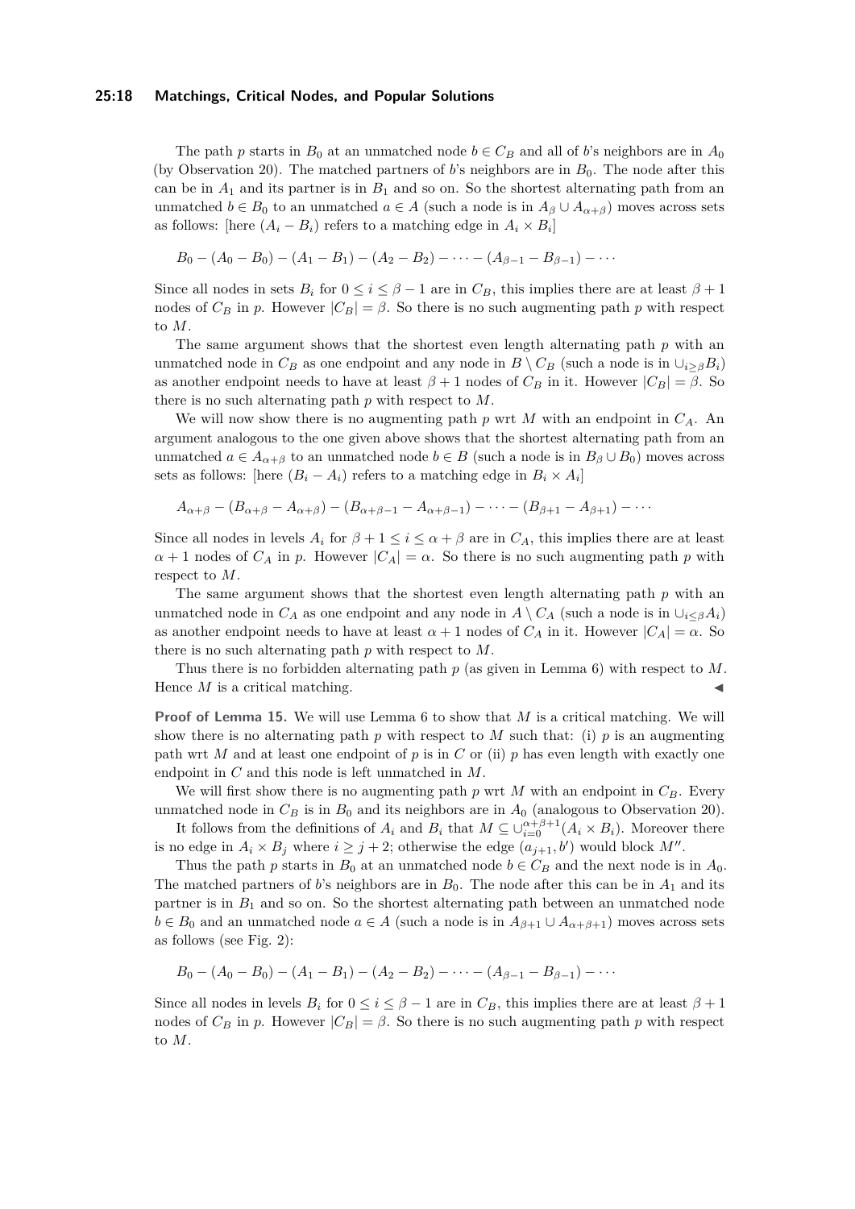The path $p$ starts in $B_0$ at an unmatched node $b \in C_B$ and all of $b$'s neighbors are in $A_0$ (by Observation 20). The matched partners of $b$'s neighbors are in $B_0$. The node after this can be in $A_1$ and its partner is in $B_1$ and so on. So the shortest alternating path from an unmatched $b \in B_0$ to an unmatched $a \in A$ (such a node is in $A_\beta \cup A_{\alpha+\beta}$) moves across sets as follows: [here $(A_i - B_i)$ refers to a matching edge in $A_i \times B_i$]

$$B_0 - (A_0 - B_0) - (A_1 - B_1) - (A_2 - B_2) - \cdots - (A_{\beta-1} - B_{\beta-1}) - \cdots$$

Since all nodes in sets $B_i$ for $0 \leq i \leq \beta - 1$ are in $C_B$, this implies there are at least $\beta + 1$ nodes of $C_B$ in $p$. However $|C_B| = \beta$. So there is no such augmenting path $p$ with respect to $M$.

The same argument shows that the shortest even length alternating path $p$ with an unmatched node in $C_B$ as one endpoint and any node in $B \setminus C_B$ (such a node is in $\cup_{i \geq \beta} B_i$) as another endpoint needs to have at least $\beta + 1$ nodes of $C_B$ in it. However $|C_B| = \beta$. So there is no such alternating path $p$ with respect to $M$.

We will now show there is no augmenting path $p$ wrt $M$ with an endpoint in $C_A$. An argument analogous to the one given above shows that the shortest alternating path from an unmatched $a \in A_{\alpha+\beta}$ to an unmatched node $b \in B$ (such a node is in $B_\beta \cup B_0$) moves across sets as follows: [here $(B_i - A_i)$ refers to a matching edge in $B_i \times A_i$]

$$A_{\alpha+\beta} - (B_{\alpha+\beta} - A_{\alpha+\beta}) - (B_{\alpha+\beta-1} - A_{\alpha+\beta-1}) - \cdots - (B_{\beta+1} - A_{\beta+1}) - \cdots$$

Since all nodes in levels $A_i$ for $\beta + 1 \leq i \leq \alpha + \beta$ are in $C_A$, this implies there are at least $\alpha + 1$ nodes of $C_A$ in $p$. However $|C_A| = \alpha$. So there is no such augmenting path $p$ with respect to $M$.

The same argument shows that the shortest even length alternating path $p$ with an unmatched node in $C_A$ as one endpoint and any node in $A \setminus C_A$ (such a node is in $\cup_{i \leq \beta} A_i$) as another endpoint needs to have at least $\alpha + 1$ nodes of $C_A$ in it. However $|C_A| = \alpha$. So there is no such alternating path $p$ with respect to $M$.

Thus there is no forbidden alternating path $p$ (as given in Lemma 6) with respect to $M$. Hence $M$ is a critical matching. ◀

**Proof of Lemma 15.** We will use Lemma 6 to show that $M$ is a critical matching. We will show there is no alternating path $p$ with respect to $M$ such that: (i) $p$ is an augmenting path wrt $M$ and at least one endpoint of $p$ is in $C$ or (ii) $p$ has even length with exactly one endpoint in $C$ and this node is left unmatched in $M$.

We will first show there is no augmenting path $p$ wrt $M$ with an endpoint in $C_B$. Every unmatched node in $C_B$ is in $B_0$ and its neighbors are in $A_0$ (analogous to Observation 20).

It follows from the definitions of $A_i$ and $B_i$ that $M \subseteq \cup_{i=0}^{\alpha+\beta+1}(A_i \times B_i)$. Moreover there is no edge in $A_i \times B_j$ where $i \geq j + 2$; otherwise the edge $(a_{j+1}, b')$ would block $M''$.

Thus the path $p$ starts in $B_0$ at an unmatched node $b \in C_B$ and the next node is in $A_0$. The matched partners of $b$'s neighbors are in $B_0$. The node after this can be in $A_1$ and its partner is in $B_1$ and so on. So the shortest alternating path between an unmatched node $b \in B_0$ and an unmatched node $a \in A$ (such a node is in $A_{\beta+1} \cup A_{\alpha+\beta+1}$) moves across sets as follows (see Fig. 2):

$$B_0 - (A_0 - B_0) - (A_1 - B_1) - (A_2 - B_2) - \cdots - (A_{\beta-1} - B_{\beta-1}) - \cdots$$

Since all nodes in levels $B_i$ for $0 \leq i \leq \beta - 1$ are in $C_B$, this implies there are at least $\beta + 1$ nodes of $C_B$ in $p$. However $|C_B| = \beta$. So there is no such augmenting path $p$ with respect to $M$.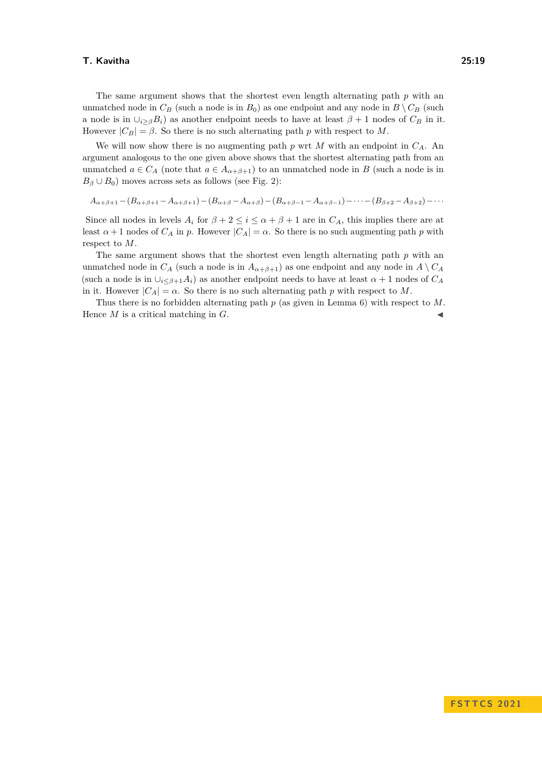The same argument shows that the shortest even length alternating path $p$ with an unmatched node in $C_B$ (such a node is in $B_0$) as one endpoint and any node in $B \setminus C_B$ (such a node is in $\cup_{i \geq \beta} B_i$) as another endpoint needs to have at least $\beta + 1$ nodes of $C_B$ in it. However $|C_B| = \beta$. So there is no such alternating path $p$ with respect to $M$.

We will now show that there is no augmenting path $p$ wrt $M$ with an endpoint in $C_A$. An argument analogous to the one given above shows that the shortest alternating path from an unmatched $a \in C_A$ (note that $a \in A_{\alpha+\beta+1}$) to an unmatched node in $B$ (such a node is in $B_\beta \cup B_0$) moves across sets as follows (see Fig. 2):

$$A_{\alpha+\beta+1} - (B_{\alpha+\beta+1} - A_{\alpha+\beta+1}) - (B_{\alpha+\beta} - A_{\alpha+\beta}) - (B_{\alpha+\beta-1} - A_{\alpha+\beta-1}) - \cdots - (B_{\beta+2} - A_{\beta+2}) - \cdots$$

Since all nodes in levels $A_i$ for $\beta + 2 \leq i \leq \alpha + \beta + 1$ are in $C_A$, this implies there are at least $\alpha + 1$ nodes of $C_A$ in $p$. However $|C_A| = \alpha$. So there is no such augmenting path $p$ with respect to $M$.

The same argument shows that the shortest even length alternating path $p$ with an unmatched node in $C_A$ (such a node is in $A_{\alpha+\beta+1}$) as one endpoint and any node in $A \setminus C_A$ (such a node is in $\cup_{i \leq \beta+1} A_i$) as another endpoint needs to have at least $\alpha + 1$ nodes of $C_A$ in it. However $|C_A| = \alpha$. So there is no such alternating path $p$ with respect to $M$.

Thus there is no forbidden alternating path $p$ (as given in Lemma 6) with respect to $M$. Hence $M$ is a critical matching in $G$. ◀